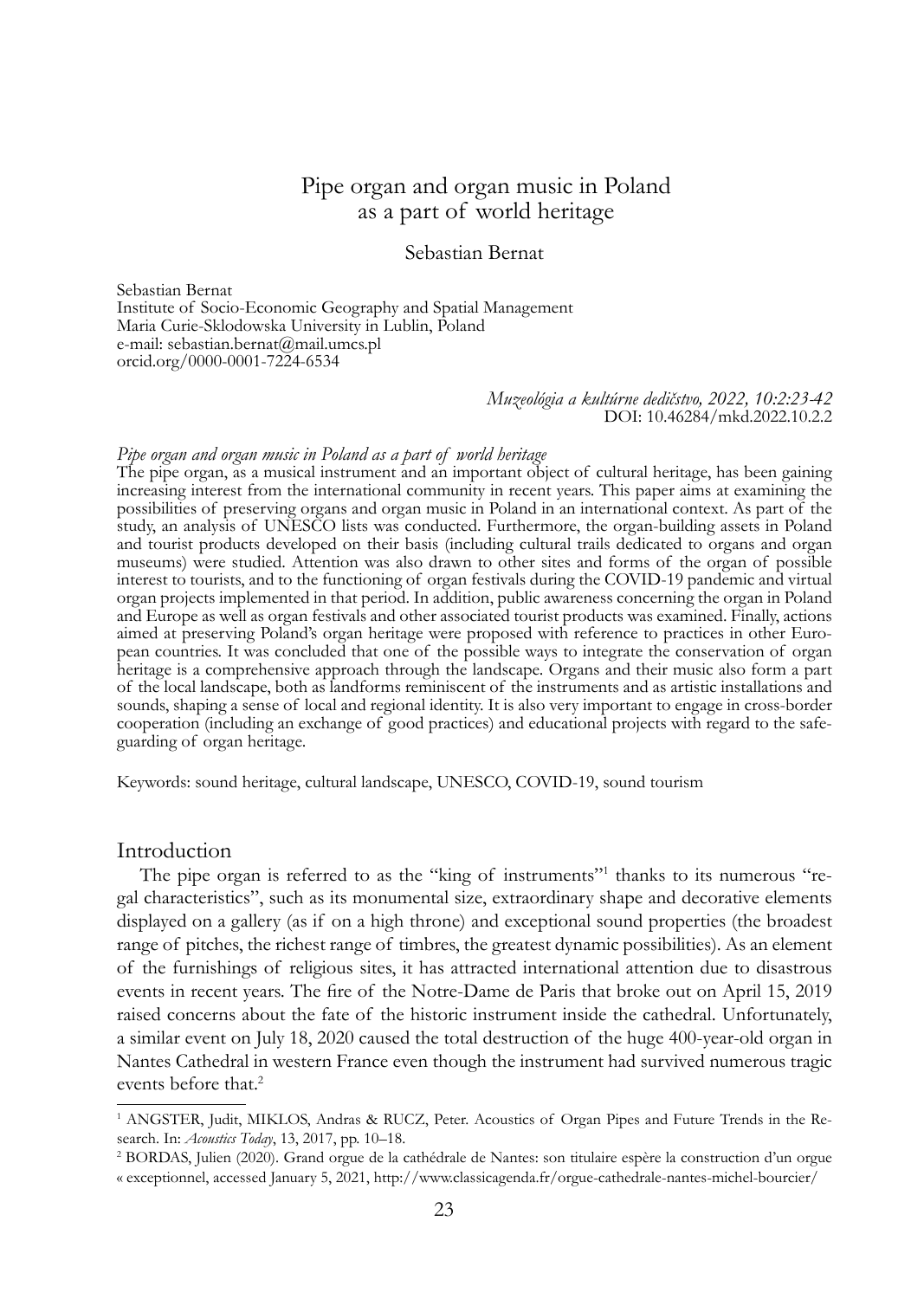# Pipe organ and organ music in Poland as a part of world heritage

Sebastian Bernat

Sebastian Bernat
Institute of Socio-Economic Geography and Spatial Management
Maria Curie-Sklodowska University in Lublin, Poland
e-mail: sebastian.bernat@mail.umcs.pl
orcid.org/0000-0001-7224-6534

*Muzeológia a kultúrne dedičstvo, 2022, 10:2:23-42*
DOI: 10.46284/mkd.2022.10.2.2

*Pipe organ and organ music in Poland as a part of world heritage*

The pipe organ, as a musical instrument and an important object of cultural heritage, has been gaining increasing interest from the international community in recent years. This paper aims at examining the possibilities of preserving organs and organ music in Poland in an international context. As part of the study, an analysis of UNESCO lists was conducted. Furthermore, the organ-building assets in Poland and tourist products developed on their basis (including cultural trails dedicated to organs and organ museums) were studied. Attention was also drawn to other sites and forms of the organ of possible interest to tourists, and to the functioning of organ festivals during the COVID-19 pandemic and virtual organ projects implemented in that period. In addition, public awareness concerning the organ in Poland and Europe as well as organ festivals and other associated tourist products was examined. Finally, actions aimed at preserving Poland's organ heritage were proposed with reference to practices in other European countries. It was concluded that one of the possible ways to integrate the conservation of organ heritage is a comprehensive approach through the landscape. Organs and their music also form a part of the local landscape, both as landforms reminiscent of the instruments and as artistic installations and sounds, shaping a sense of local and regional identity. It is also very important to engage in cross-border cooperation (including an exchange of good practices) and educational projects with regard to the safeguarding of organ heritage.

Keywords: sound heritage, cultural landscape, UNESCO, COVID-19, sound tourism

## Introduction

The pipe organ is referred to as the "king of instruments"[1] thanks to its numerous "regal characteristics", such as its monumental size, extraordinary shape and decorative elements displayed on a gallery (as if on a high throne) and exceptional sound properties (the broadest range of pitches, the richest range of timbres, the greatest dynamic possibilities). As an element of the furnishings of religious sites, it has attracted international attention due to disastrous events in recent years. The fire of the Notre-Dame de Paris that broke out on April 15, 2019 raised concerns about the fate of the historic instrument inside the cathedral. Unfortunately, a similar event on July 18, 2020 caused the total destruction of the huge 400-year-old organ in Nantes Cathedral in western France even though the instrument had survived numerous tragic events before that.[2]

---

[1] ANGSTER, Judit, MIKLOS, Andras & RUCZ, Peter. Acoustics of Organ Pipes and Future Trends in the Research. In: *Acoustics Today*, 13, 2017, pp. 10–18.

[2] BORDAS, Julien (2020). Grand orgue de la cathédrale de Nantes: son titulaire espère la construction d'un orgue « exceptionnel, accessed January 5, 2021, http://www.classicagenda.fr/orgue-cathedrale-nantes-michel-bourcier/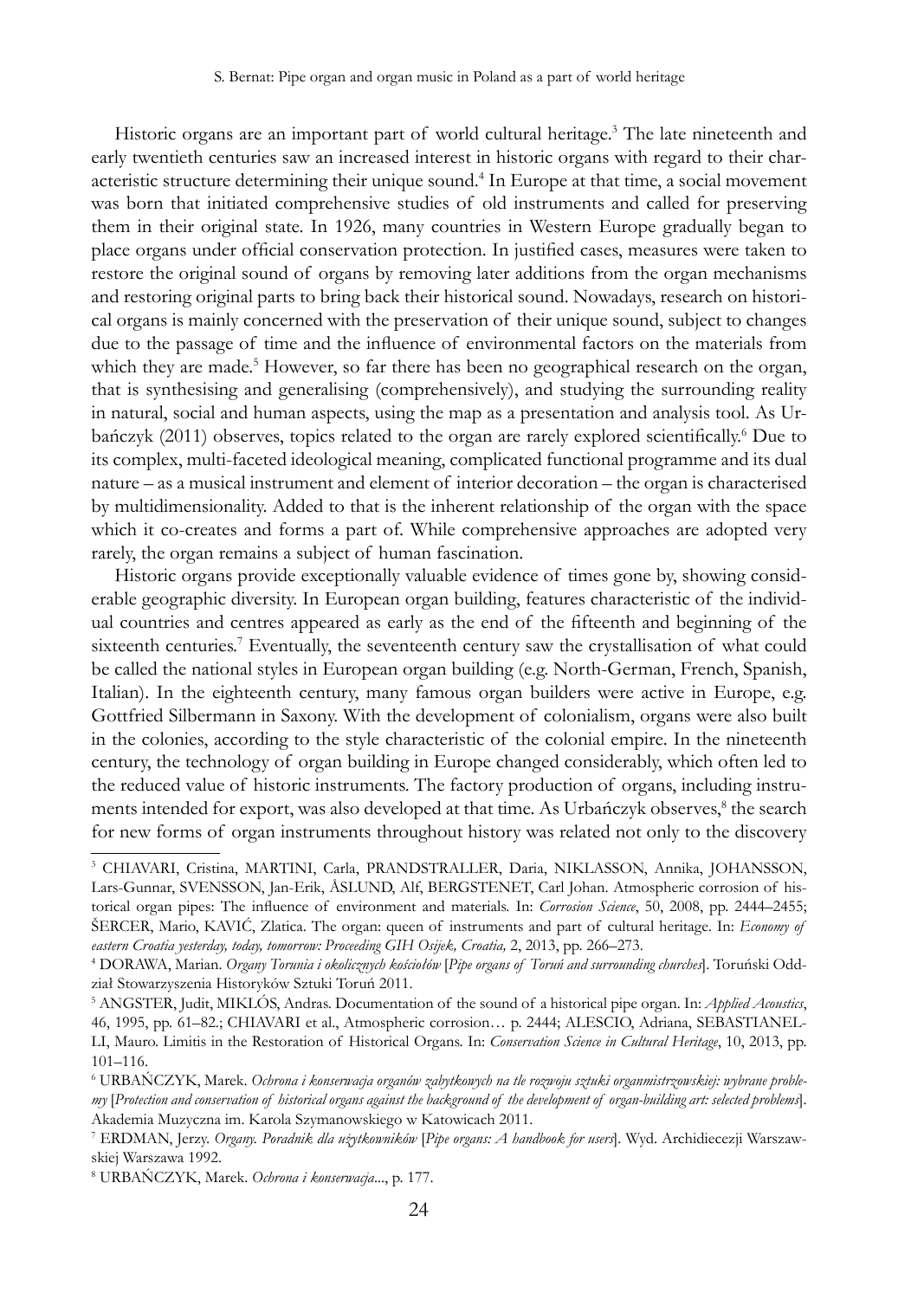Historic organs are an important part of world cultural heritage.[3] The late nineteenth and early twentieth centuries saw an increased interest in historic organs with regard to their characteristic structure determining their unique sound.[4] In Europe at that time, a social movement was born that initiated comprehensive studies of old instruments and called for preserving them in their original state. In 1926, many countries in Western Europe gradually began to place organs under official conservation protection. In justified cases, measures were taken to restore the original sound of organs by removing later additions from the organ mechanisms and restoring original parts to bring back their historical sound. Nowadays, research on historical organs is mainly concerned with the preservation of their unique sound, subject to changes due to the passage of time and the influence of environmental factors on the materials from which they are made.[5] However, so far there has been no geographical research on the organ, that is synthesising and generalising (comprehensively), and studying the surrounding reality in natural, social and human aspects, using the map as a presentation and analysis tool. As Urbańczyk (2011) observes, topics related to the organ are rarely explored scientifically.[6] Due to its complex, multi-faceted ideological meaning, complicated functional programme and its dual nature – as a musical instrument and element of interior decoration – the organ is characterised by multidimensionality. Added to that is the inherent relationship of the organ with the space which it co-creates and forms a part of. While comprehensive approaches are adopted very rarely, the organ remains a subject of human fascination.

Historic organs provide exceptionally valuable evidence of times gone by, showing considerable geographic diversity. In European organ building, features characteristic of the individual countries and centres appeared as early as the end of the fifteenth and beginning of the sixteenth centuries.[7] Eventually, the seventeenth century saw the crystallisation of what could be called the national styles in European organ building (e.g. North-German, French, Spanish, Italian). In the eighteenth century, many famous organ builders were active in Europe, e.g. Gottfried Silbermann in Saxony. With the development of colonialism, organs were also built in the colonies, according to the style characteristic of the colonial empire. In the nineteenth century, the technology of organ building in Europe changed considerably, which often led to the reduced value of historic instruments. The factory production of organs, including instruments intended for export, was also developed at that time. As Urbańczyk observes,[8] the search for new forms of organ instruments throughout history was related not only to the discovery

---

[3] CHIAVARI, Cristina, MARTINI, Carla, PRANDSTRALLER, Daria, NIKLASSON, Annika, JOHANSSON, Lars-Gunnar, SVENSSON, Jan-Erik, ÅSLUND, Alf, BERGSTENET, Carl Johan. Atmospheric corrosion of historical organ pipes: The influence of environment and materials. In: *Corrosion Science*, 50, 2008, pp. 2444–2455; ŠERCER, Mario, KAVIĆ, Zlatica. The organ: queen of instruments and part of cultural heritage. In: *Economy of eastern Croatia yesterday, today, tomorrow: Proceeding GIH Osijek, Croatia,* 2, 2013, pp. 266–273.

[4] DORAWA, Marian. *Organy Torunia i okolicznych kościołów* [*Pipe organs of Toruń and surrounding churches*]. Toruński Oddział Stowarzyszenia Historyków Sztuki Toruń 2011.

[5] ANGSTER, Judit, MIKLÓS, Andras. Documentation of the sound of a historical pipe organ. In: *Applied Acoustics*, 46, 1995, pp. 61–82.; CHIAVARI et al., Atmospheric corrosion… p. 2444; ALESCIO, Adriana, SEBASTIANELLI, Mauro. Limitis in the Restoration of Historical Organs. In: *Conservation Science in Cultural Heritage*, 10, 2013, pp. 101–116.

[6] URBAŃCZYK, Marek. *Ochrona i konserwacja organów zabytkowych na tle rozwoju sztuki organmistrzowskiej: wybrane problemy* [*Protection and conservation of historical organs against the background of the development of organ-building art: selected problems*]. Akademia Muzyczna im. Karola Szymanowskiego w Katowicach 2011.

[7] ERDMAN, Jerzy. *Organy. Poradnik dla użytkowników* [*Pipe organs: A handbook for users*]. Wyd. Archidiecezji Warszawskiej Warszawa 1992.

[8] URBAŃCZYK, Marek. *Ochrona i konserwacja*..., p. 177.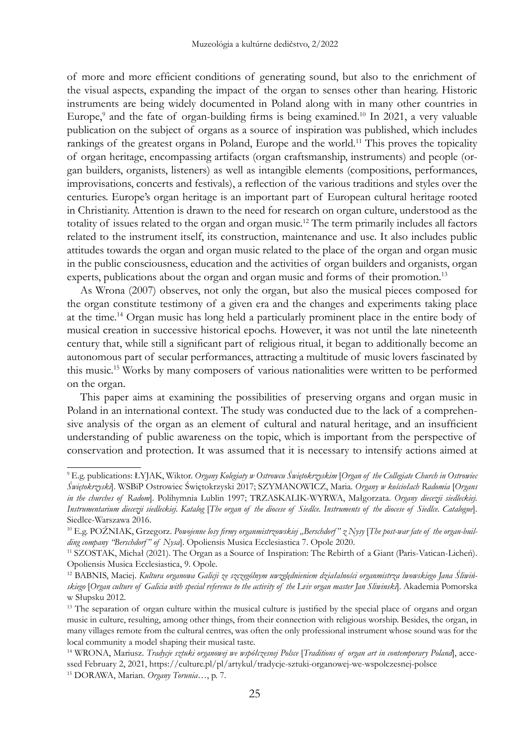of more and more efficient conditions of generating sound, but also to the enrichment of the visual aspects, expanding the impact of the organ to senses other than hearing. Historic instruments are being widely documented in Poland along with in many other countries in Europe,[9] and the fate of organ-building firms is being examined.[10] In 2021, a very valuable publication on the subject of organs as a source of inspiration was published, which includes rankings of the greatest organs in Poland, Europe and the world.[11] This proves the topicality of organ heritage, encompassing artifacts (organ craftsmanship, instruments) and people (organ builders, organists, listeners) as well as intangible elements (compositions, performances, improvisations, concerts and festivals), a reflection of the various traditions and styles over the centuries. Europe's organ heritage is an important part of European cultural heritage rooted in Christianity. Attention is drawn to the need for research on organ culture, understood as the totality of issues related to the organ and organ music.[12] The term primarily includes all factors related to the instrument itself, its construction, maintenance and use. It also includes public attitudes towards the organ and organ music related to the place of the organ and organ music in the public consciousness, education and the activities of organ builders and organists, organ experts, publications about the organ and organ music and forms of their promotion.[13]

As Wrona (2007) observes, not only the organ, but also the musical pieces composed for the organ constitute testimony of a given era and the changes and experiments taking place at the time.[14] Organ music has long held a particularly prominent place in the entire body of musical creation in successive historical epochs. However, it was not until the late nineteenth century that, while still a significant part of religious ritual, it began to additionally become an autonomous part of secular performances, attracting a multitude of music lovers fascinated by this music.[15] Works by many composers of various nationalities were written to be performed on the organ.

This paper aims at examining the possibilities of preserving organs and organ music in Poland in an international context. The study was conducted due to the lack of a comprehensive analysis of the organ as an element of cultural and natural heritage, and an insufficient understanding of public awareness on the topic, which is important from the perspective of conservation and protection. It was assumed that it is necessary to intensify actions aimed at

---

[9] E.g. publications: ŁYJAK, Wiktor. *Organy Kolegiaty w Ostrowcu Świętokrzyskim* [*Organ of the Collegiate Church in Ostrowiec Świętokrzyski*]. WSBiP Ostrowiec Świętokrzyski 2017; SZYMANOWICZ, Maria. *Organy w kościołach Radomia* [*Organs in the churches of Radom*]. Polihymnia Lublin 1997; TRZASKALIK-WYRWA, Małgorzata. *Organy diecezji siedleckiej. Instrumentarium diecezji siedleckiej. Katalog* [*The organ of the diocese of Siedlce. Instruments of the diocese of Siedlce. Catalogue*]. Siedlce-Warszawa 2016.

[10] E.g. POŹNIAK, Grzegorz. *Powojenne losy firmy organmistrzowskiej „Berschdorf" z Nysy* [*The post-war fate of the organ-building company "Berschdorf" of Nysa*]. Opoliensis Musica Ecclesiastica 7. Opole 2020.

[11] SZOSTAK, Michał (2021). The Organ as a Source of Inspiration: The Rebirth of a Giant (Paris-Vatican-Licheń). Opoliensis Musica Ecclesiastica, 9. Opole.

[12] BABNIS, Maciej. *Kultura organowa Galicji ze szczególnym uwzględnieniem działalności organmistrza lwowskiego Jana Śliwińskiego* [*Organ culture of Galicia with special reference to the activity of the Lviv organ master Jan Sliwinski*]. Akademia Pomorska w Słupsku 2012.

[13] The separation of organ culture within the musical culture is justified by the special place of organs and organ music in culture, resulting, among other things, from their connection with religious worship. Besides, the organ, in many villages remote from the cultural centres, was often the only professional instrument whose sound was for the local community a model shaping their musical taste.

[14] WRONA, Mariusz. *Tradycje sztuki organowej we współczesnej Polsce* [*Traditions of organ art in contemporary Poland*], accessed February 2, 2021, https://culture.pl/pl/artykul/tradycje-sztuki-organowej-we-wspolczesnej-polsce

[15] DORAWA, Marian. *Organy Torunia*…, p. 7.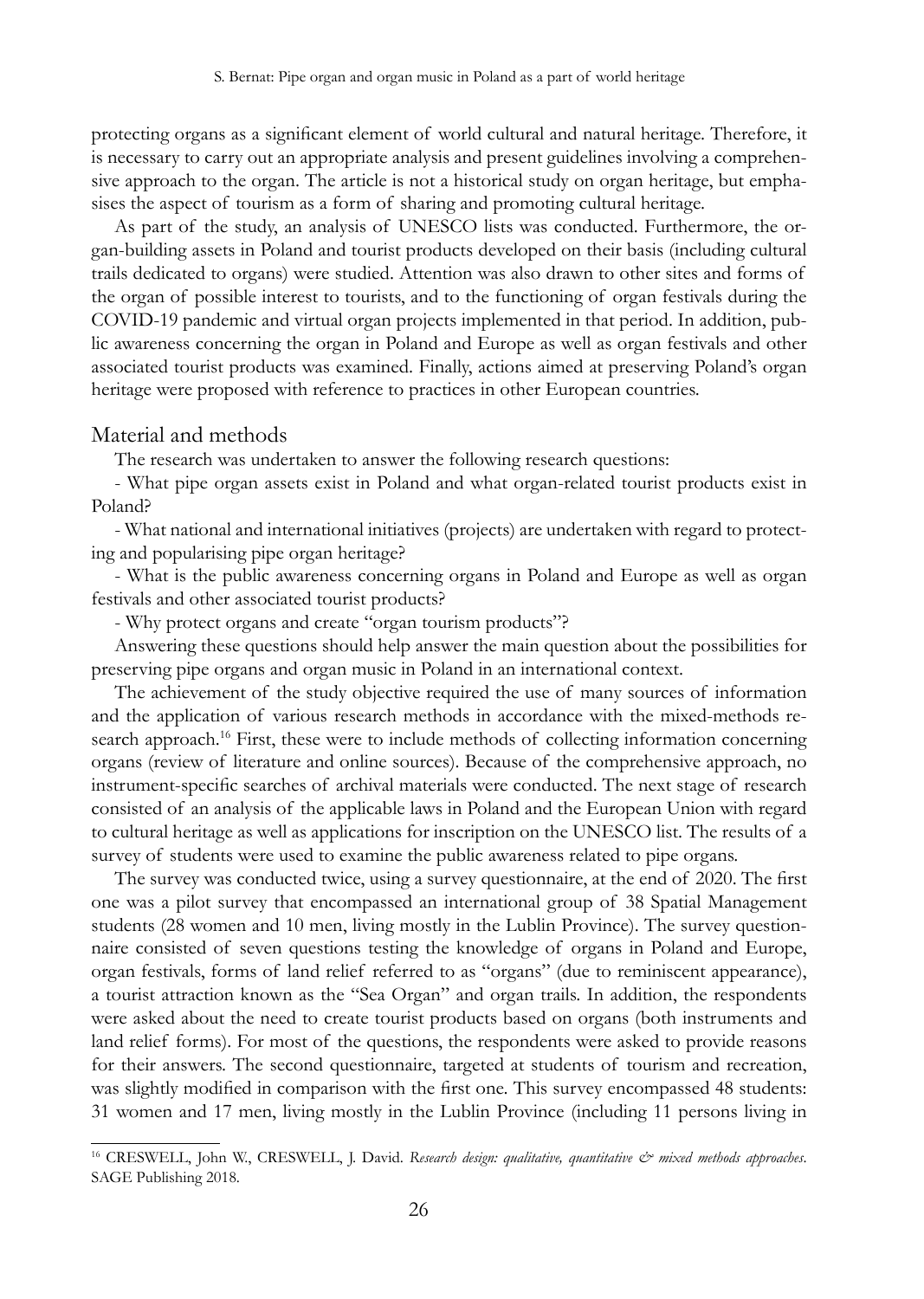protecting organs as a significant element of world cultural and natural heritage. Therefore, it is necessary to carry out an appropriate analysis and present guidelines involving a comprehensive approach to the organ. The article is not a historical study on organ heritage, but emphasises the aspect of tourism as a form of sharing and promoting cultural heritage.

As part of the study, an analysis of UNESCO lists was conducted. Furthermore, the organ-building assets in Poland and tourist products developed on their basis (including cultural trails dedicated to organs) were studied. Attention was also drawn to other sites and forms of the organ of possible interest to tourists, and to the functioning of organ festivals during the COVID-19 pandemic and virtual organ projects implemented in that period. In addition, public awareness concerning the organ in Poland and Europe as well as organ festivals and other associated tourist products was examined. Finally, actions aimed at preserving Poland's organ heritage were proposed with reference to practices in other European countries.

## Material and methods

The research was undertaken to answer the following research questions:

- What pipe organ assets exist in Poland and what organ-related tourist products exist in Poland?

- What national and international initiatives (projects) are undertaken with regard to protecting and popularising pipe organ heritage?

- What is the public awareness concerning organs in Poland and Europe as well as organ festivals and other associated tourist products?

- Why protect organs and create "organ tourism products"?

Answering these questions should help answer the main question about the possibilities for preserving pipe organs and organ music in Poland in an international context.

The achievement of the study objective required the use of many sources of information and the application of various research methods in accordance with the mixed-methods research approach.[16] First, these were to include methods of collecting information concerning organs (review of literature and online sources). Because of the comprehensive approach, no instrument-specific searches of archival materials were conducted. The next stage of research consisted of an analysis of the applicable laws in Poland and the European Union with regard to cultural heritage as well as applications for inscription on the UNESCO list. The results of a survey of students were used to examine the public awareness related to pipe organs.

The survey was conducted twice, using a survey questionnaire, at the end of 2020. The first one was a pilot survey that encompassed an international group of 38 Spatial Management students (28 women and 10 men, living mostly in the Lublin Province). The survey questionnaire consisted of seven questions testing the knowledge of organs in Poland and Europe, organ festivals, forms of land relief referred to as "organs" (due to reminiscent appearance), a tourist attraction known as the "Sea Organ" and organ trails. In addition, the respondents were asked about the need to create tourist products based on organs (both instruments and land relief forms). For most of the questions, the respondents were asked to provide reasons for their answers. The second questionnaire, targeted at students of tourism and recreation, was slightly modified in comparison with the first one. This survey encompassed 48 students: 31 women and 17 men, living mostly in the Lublin Province (including 11 persons living in

---

[16] CRESWELL, John W., CRESWELL, J. David. *Research design: qualitative, quantitative & mixed methods approaches*. SAGE Publishing 2018.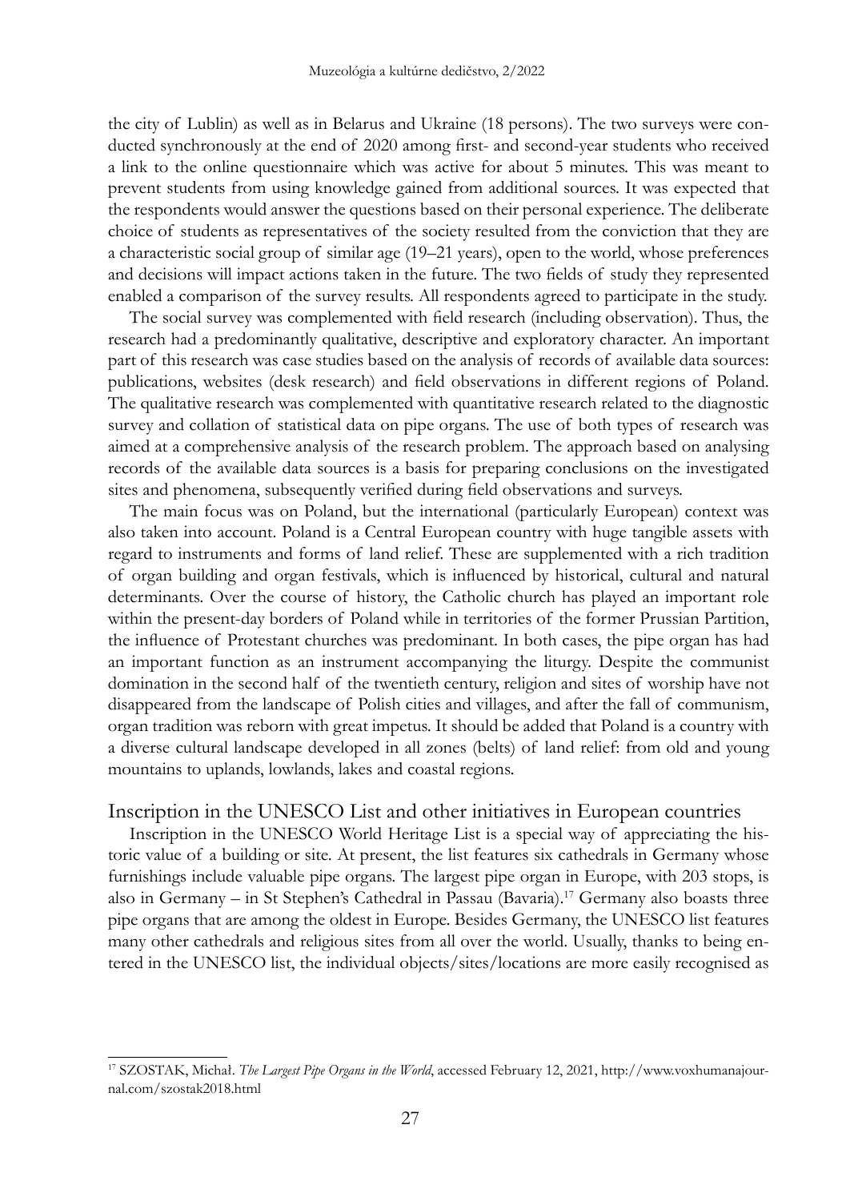the city of Lublin) as well as in Belarus and Ukraine (18 persons). The two surveys were conducted synchronously at the end of 2020 among first- and second-year students who received a link to the online questionnaire which was active for about 5 minutes. This was meant to prevent students from using knowledge gained from additional sources. It was expected that the respondents would answer the questions based on their personal experience. The deliberate choice of students as representatives of the society resulted from the conviction that they are a characteristic social group of similar age (19–21 years), open to the world, whose preferences and decisions will impact actions taken in the future. The two fields of study they represented enabled a comparison of the survey results. All respondents agreed to participate in the study.

The social survey was complemented with field research (including observation). Thus, the research had a predominantly qualitative, descriptive and exploratory character. An important part of this research was case studies based on the analysis of records of available data sources: publications, websites (desk research) and field observations in different regions of Poland. The qualitative research was complemented with quantitative research related to the diagnostic survey and collation of statistical data on pipe organs. The use of both types of research was aimed at a comprehensive analysis of the research problem. The approach based on analysing records of the available data sources is a basis for preparing conclusions on the investigated sites and phenomena, subsequently verified during field observations and surveys.

The main focus was on Poland, but the international (particularly European) context was also taken into account. Poland is a Central European country with huge tangible assets with regard to instruments and forms of land relief. These are supplemented with a rich tradition of organ building and organ festivals, which is influenced by historical, cultural and natural determinants. Over the course of history, the Catholic church has played an important role within the present-day borders of Poland while in territories of the former Prussian Partition, the influence of Protestant churches was predominant. In both cases, the pipe organ has had an important function as an instrument accompanying the liturgy. Despite the communist domination in the second half of the twentieth century, religion and sites of worship have not disappeared from the landscape of Polish cities and villages, and after the fall of communism, organ tradition was reborn with great impetus. It should be added that Poland is a country with a diverse cultural landscape developed in all zones (belts) of land relief: from old and young mountains to uplands, lowlands, lakes and coastal regions.

## Inscription in the UNESCO List and other initiatives in European countries

Inscription in the UNESCO World Heritage List is a special way of appreciating the historic value of a building or site. At present, the list features six cathedrals in Germany whose furnishings include valuable pipe organs. The largest pipe organ in Europe, with 203 stops, is also in Germany – in St Stephen's Cathedral in Passau (Bavaria).[17] Germany also boasts three pipe organs that are among the oldest in Europe. Besides Germany, the UNESCO list features many other cathedrals and religious sites from all over the world. Usually, thanks to being entered in the UNESCO list, the individual objects/sites/locations are more easily recognised as

---

[17] SZOSTAK, Michał. *The Largest Pipe Organs in the World*, accessed February 12, 2021, http://www.voxhumanajournal.com/szostak2018.html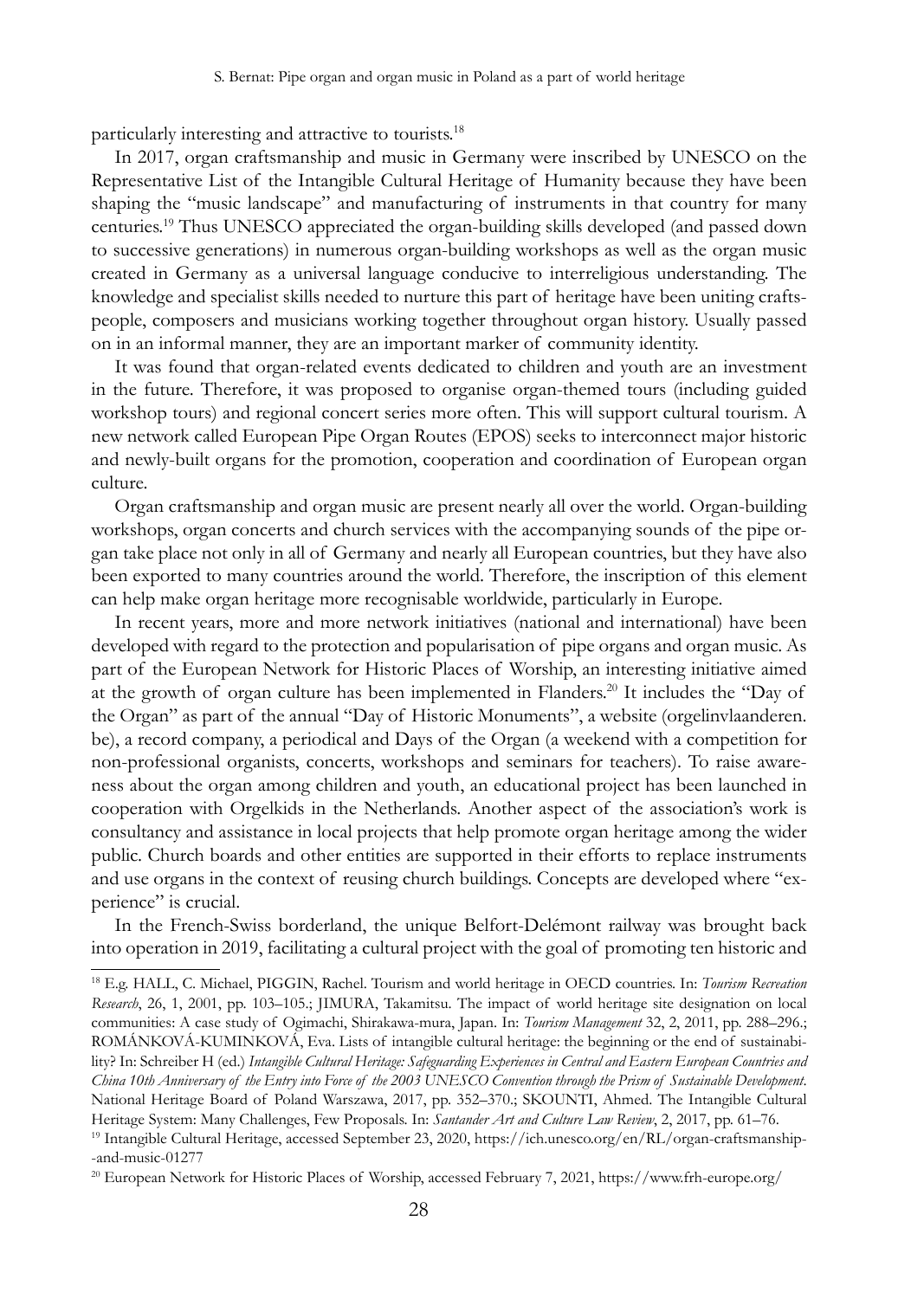particularly interesting and attractive to tourists.[18]

In 2017, organ craftsmanship and music in Germany were inscribed by UNESCO on the Representative List of the Intangible Cultural Heritage of Humanity because they have been shaping the "music landscape" and manufacturing of instruments in that country for many centuries.[19] Thus UNESCO appreciated the organ-building skills developed (and passed down to successive generations) in numerous organ-building workshops as well as the organ music created in Germany as a universal language conducive to interreligious understanding. The knowledge and specialist skills needed to nurture this part of heritage have been uniting craftspeople, composers and musicians working together throughout organ history. Usually passed on in an informal manner, they are an important marker of community identity.

It was found that organ-related events dedicated to children and youth are an investment in the future. Therefore, it was proposed to organise organ-themed tours (including guided workshop tours) and regional concert series more often. This will support cultural tourism. A new network called European Pipe Organ Routes (EPOS) seeks to interconnect major historic and newly-built organs for the promotion, cooperation and coordination of European organ culture.

Organ craftsmanship and organ music are present nearly all over the world. Organ-building workshops, organ concerts and church services with the accompanying sounds of the pipe organ take place not only in all of Germany and nearly all European countries, but they have also been exported to many countries around the world. Therefore, the inscription of this element can help make organ heritage more recognisable worldwide, particularly in Europe.

In recent years, more and more network initiatives (national and international) have been developed with regard to the protection and popularisation of pipe organs and organ music. As part of the European Network for Historic Places of Worship, an interesting initiative aimed at the growth of organ culture has been implemented in Flanders.[20] It includes the "Day of the Organ" as part of the annual "Day of Historic Monuments", a website (orgelinvlaanderen.be), a record company, a periodical and Days of the Organ (a weekend with a competition for non-professional organists, concerts, workshops and seminars for teachers). To raise awareness about the organ among children and youth, an educational project has been launched in cooperation with Orgelkids in the Netherlands. Another aspect of the association's work is consultancy and assistance in local projects that help promote organ heritage among the wider public. Church boards and other entities are supported in their efforts to replace instruments and use organs in the context of reusing church buildings. Concepts are developed where "experience" is crucial.

In the French-Swiss borderland, the unique Belfort-Delémont railway was brought back into operation in 2019, facilitating a cultural project with the goal of promoting ten historic and

---

[18] E.g. HALL, C. Michael, PIGGIN, Rachel. Tourism and world heritage in OECD countries. In: *Tourism Recreation Research*, 26, 1, 2001, pp. 103–105.; JIMURA, Takamitsu. The impact of world heritage site designation on local communities: A case study of Ogimachi, Shirakawa-mura, Japan. In: *Tourism Management* 32, 2, 2011, pp. 288–296.; ROMÁNKOVÁ-KUMINKOVÁ, Eva. Lists of intangible cultural heritage: the beginning or the end of sustainability? In: Schreiber H (ed.) *Intangible Cultural Heritage: Safeguarding Experiences in Central and Eastern European Countries and China 10th Anniversary of the Entry into Force of the 2003 UNESCO Convention through the Prism of Sustainable Development*. National Heritage Board of Poland Warszawa, 2017, pp. 352–370.; SKOUNTI, Ahmed. The Intangible Cultural Heritage System: Many Challenges, Few Proposals. In: *Santander Art and Culture Law Review*, 2, 2017, pp. 61–76.

[19] Intangible Cultural Heritage, accessed September 23, 2020, https://ich.unesco.org/en/RL/organ-craftsmanship-and-music-01277

[20] European Network for Historic Places of Worship, accessed February 7, 2021, https://www.frh-europe.org/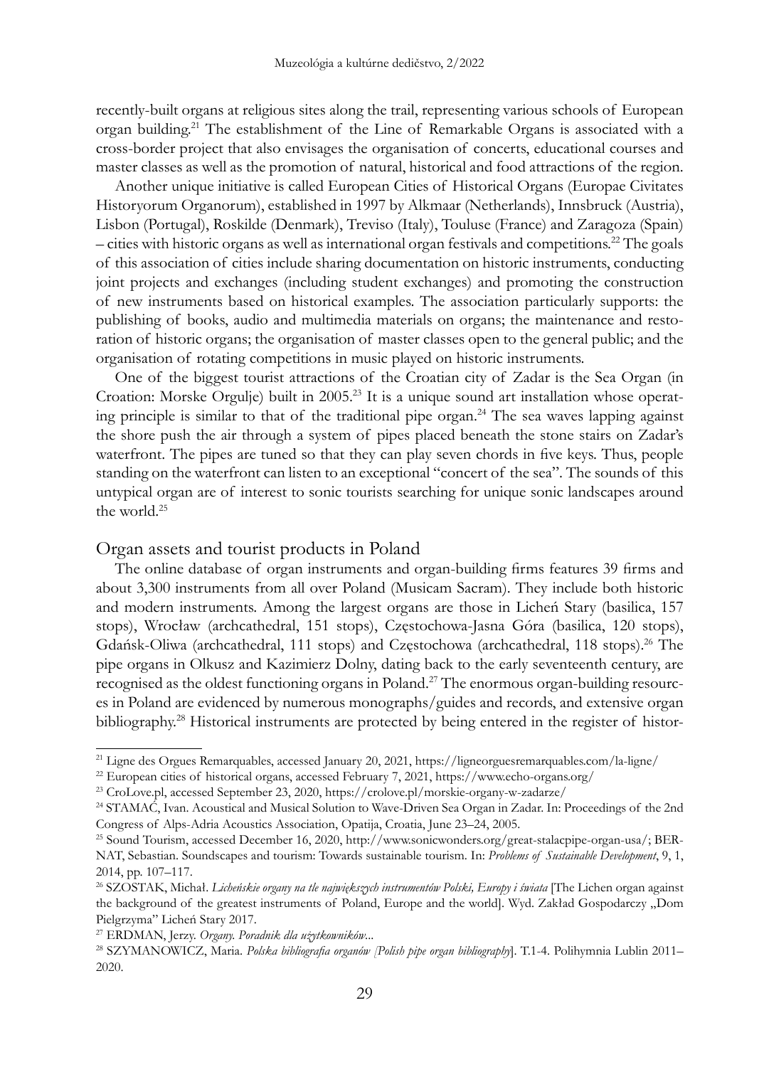recently-built organs at religious sites along the trail, representing various schools of European organ building.[21] The establishment of the Line of Remarkable Organs is associated with a cross-border project that also envisages the organisation of concerts, educational courses and master classes as well as the promotion of natural, historical and food attractions of the region.

Another unique initiative is called European Cities of Historical Organs (Europae Civitates Historyorum Organorum), established in 1997 by Alkmaar (Netherlands), Innsbruck (Austria), Lisbon (Portugal), Roskilde (Denmark), Treviso (Italy), Touluse (France) and Zaragoza (Spain) – cities with historic organs as well as international organ festivals and competitions.[22] The goals of this association of cities include sharing documentation on historic instruments, conducting joint projects and exchanges (including student exchanges) and promoting the construction of new instruments based on historical examples. The association particularly supports: the publishing of books, audio and multimedia materials on organs; the maintenance and restoration of historic organs; the organisation of master classes open to the general public; and the organisation of rotating competitions in music played on historic instruments.

One of the biggest tourist attractions of the Croatian city of Zadar is the Sea Organ (in Croation: Morske Orgulje) built in 2005.[23] It is a unique sound art installation whose operating principle is similar to that of the traditional pipe organ.[24] The sea waves lapping against the shore push the air through a system of pipes placed beneath the stone stairs on Zadar's waterfront. The pipes are tuned so that they can play seven chords in five keys. Thus, people standing on the waterfront can listen to an exceptional "concert of the sea". The sounds of this untypical organ are of interest to sonic tourists searching for unique sonic landscapes around the world.[25]

## Organ assets and tourist products in Poland

The online database of organ instruments and organ-building firms features 39 firms and about 3,300 instruments from all over Poland (Musicam Sacram). They include both historic and modern instruments. Among the largest organs are those in Licheń Stary (basilica, 157 stops), Wrocław (archcathedral, 151 stops), Częstochowa-Jasna Góra (basilica, 120 stops), Gdańsk-Oliwa (archcathedral, 111 stops) and Częstochowa (archcathedral, 118 stops).[26] The pipe organs in Olkusz and Kazimierz Dolny, dating back to the early seventeenth century, are recognised as the oldest functioning organs in Poland.[27] The enormous organ-building resources in Poland are evidenced by numerous monographs/guides and records, and extensive organ bibliography.[28] Historical instruments are protected by being entered in the register of histor-

---

[21] Ligne des Orgues Remarquables, accessed January 20, 2021, https://ligneorguesremarquables.com/la-ligne/

[22] European cities of historical organs, accessed February 7, 2021, https://www.echo-organs.org/

[23] CroLove.pl, accessed September 23, 2020, https://crolove.pl/morskie-organy-w-zadarze/

[24] STAMAĆ, Ivan. Acoustical and Musical Solution to Wave-Driven Sea Organ in Zadar. In: Proceedings of the 2nd Congress of Alps-Adria Acoustics Association, Opatija, Croatia, June 23–24, 2005.

[25] Sound Tourism, accessed December 16, 2020, http://www.sonicwonders.org/great-stalacpipe-organ-usa/; BERNAT, Sebastian. Soundscapes and tourism: Towards sustainable tourism. In: *Problems of Sustainable Development*, 9, 1, 2014, pp. 107–117.

[26] SZOSTAK, Michał. *Licheńskie organy na tle największych instrumentów Polski, Europy i świata* [The Lichen organ against the background of the greatest instruments of Poland, Europe and the world]. Wyd. Zakład Gospodarczy „Dom Pielgrzyma" Licheń Stary 2017.

[27] ERDMAN, Jerzy. *Organy. Poradnik dla użytkowników...*

[28] SZYMANOWICZ, Maria. *Polska bibliografia organów [Polish pipe organ bibliography*]. T.1-4. Polihymnia Lublin 2011–2020.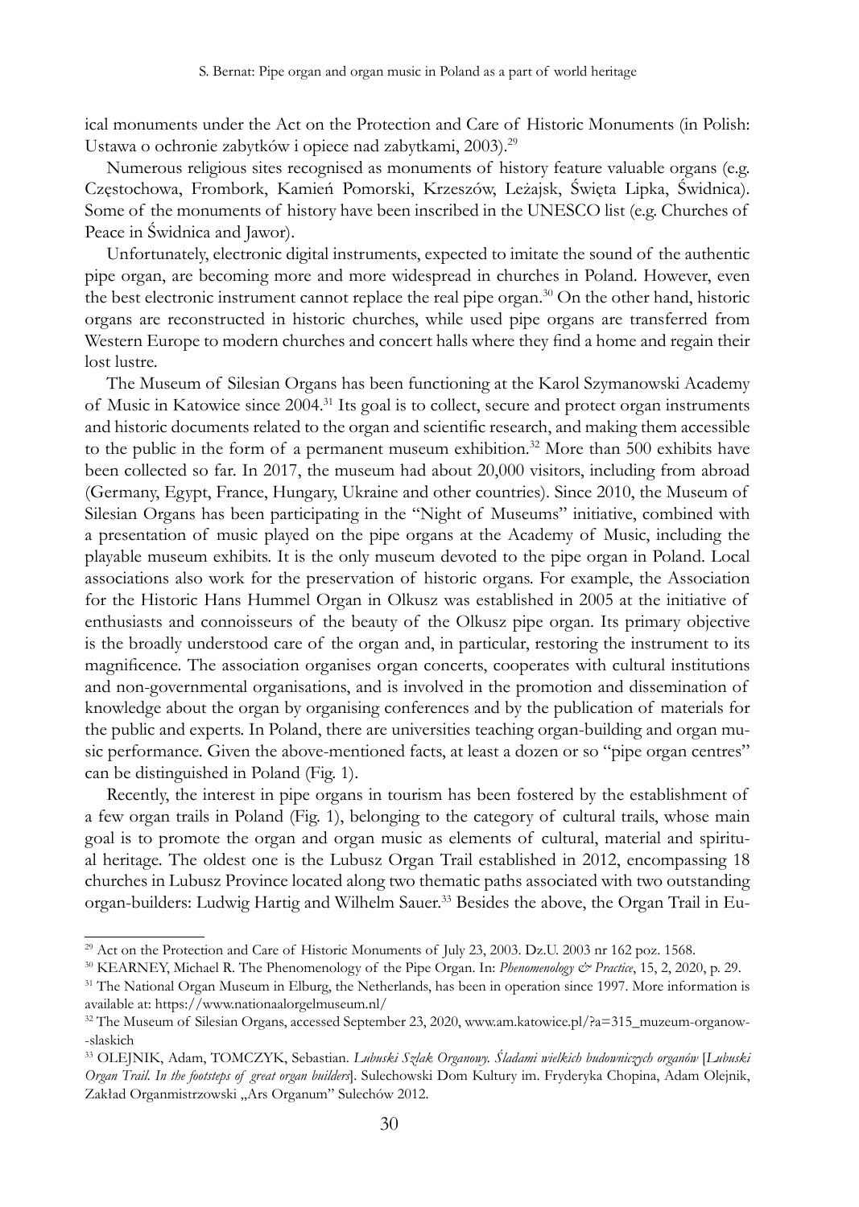ical monuments under the Act on the Protection and Care of Historic Monuments (in Polish: Ustawa o ochronie zabytków i opiece nad zabytkami, 2003).[29]

Numerous religious sites recognised as monuments of history feature valuable organs (e.g. Częstochowa, Frombork, Kamień Pomorski, Krzeszów, Leżajsk, Święta Lipka, Świdnica). Some of the monuments of history have been inscribed in the UNESCO list (e.g. Churches of Peace in Świdnica and Jawor).

Unfortunately, electronic digital instruments, expected to imitate the sound of the authentic pipe organ, are becoming more and more widespread in churches in Poland. However, even the best electronic instrument cannot replace the real pipe organ.[30] On the other hand, historic organs are reconstructed in historic churches, while used pipe organs are transferred from Western Europe to modern churches and concert halls where they find a home and regain their lost lustre.

The Museum of Silesian Organs has been functioning at the Karol Szymanowski Academy of Music in Katowice since 2004.[31] Its goal is to collect, secure and protect organ instruments and historic documents related to the organ and scientific research, and making them accessible to the public in the form of a permanent museum exhibition.[32] More than 500 exhibits have been collected so far. In 2017, the museum had about 20,000 visitors, including from abroad (Germany, Egypt, France, Hungary, Ukraine and other countries). Since 2010, the Museum of Silesian Organs has been participating in the "Night of Museums" initiative, combined with a presentation of music played on the pipe organs at the Academy of Music, including the playable museum exhibits. It is the only museum devoted to the pipe organ in Poland. Local associations also work for the preservation of historic organs. For example, the Association for the Historic Hans Hummel Organ in Olkusz was established in 2005 at the initiative of enthusiasts and connoisseurs of the beauty of the Olkusz pipe organ. Its primary objective is the broadly understood care of the organ and, in particular, restoring the instrument to its magnificence. The association organises organ concerts, cooperates with cultural institutions and non-governmental organisations, and is involved in the promotion and dissemination of knowledge about the organ by organising conferences and by the publication of materials for the public and experts. In Poland, there are universities teaching organ-building and organ music performance. Given the above-mentioned facts, at least a dozen or so "pipe organ centres" can be distinguished in Poland (Fig. 1).

Recently, the interest in pipe organs in tourism has been fostered by the establishment of a few organ trails in Poland (Fig. 1), belonging to the category of cultural trails, whose main goal is to promote the organ and organ music as elements of cultural, material and spiritual heritage. The oldest one is the Lubusz Organ Trail established in 2012, encompassing 18 churches in Lubusz Province located along two thematic paths associated with two outstanding organ-builders: Ludwig Hartig and Wilhelm Sauer.[33] Besides the above, the Organ Trail in Eu-

---

[29] Act on the Protection and Care of Historic Monuments of July 23, 2003. Dz.U. 2003 nr 162 poz. 1568.

[30] KEARNEY, Michael R. The Phenomenology of the Pipe Organ. In: *Phenomenology & Practice*, 15, 2, 2020, p. 29.

[31] The National Organ Museum in Elburg, the Netherlands, has been in operation since 1997. More information is available at: https://www.nationaalorgelmuseum.nl/

[32] The Museum of Silesian Organs, accessed September 23, 2020, www.am.katowice.pl/?a=315_muzeum-organow--slaskich

[33] OLEJNIK, Adam, TOMCZYK, Sebastian. *Lubuski Szlak Organowy. Śladami wielkich budowniczych organów* [*Lubuski Organ Trail. In the footsteps of great organ builders*]. Sulechowski Dom Kultury im. Fryderyka Chopina, Adam Olejnik, Zakład Organmistrzowski „Ars Organum" Sulechów 2012.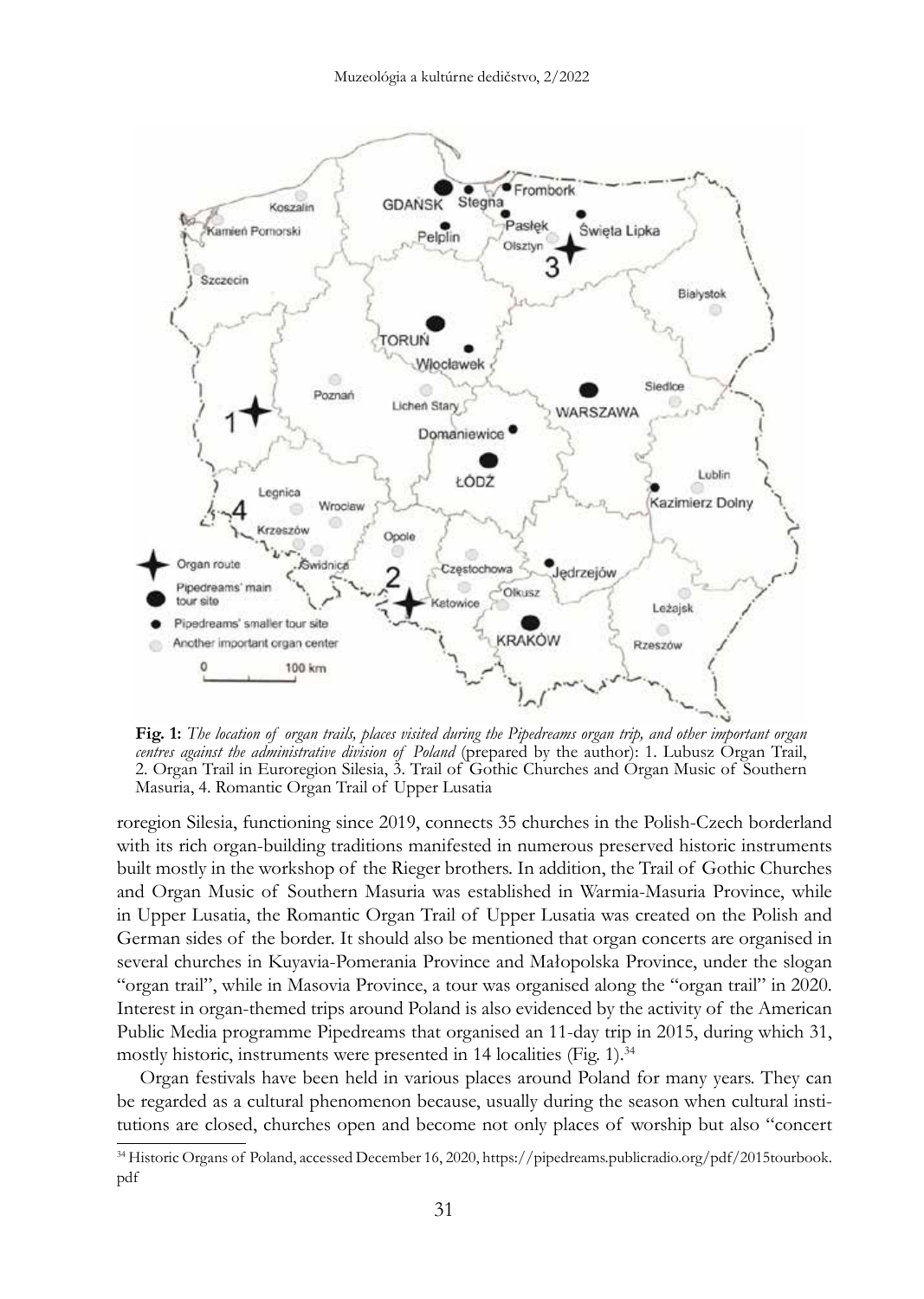**Fig. 1:** *The location of organ trails, places visited during the Pipedreams organ trip, and other important organ centres against the administrative division of Poland* (prepared by the author): 1. Lubusz Organ Trail, 2. Organ Trail in Euroregion Silesia, 3. Trail of Gothic Churches and Organ Music of Southern Masuria, 4. Romantic Organ Trail of Upper Lusatia

roregion Silesia, functioning since 2019, connects 35 churches in the Polish-Czech borderland with its rich organ-building traditions manifested in numerous preserved historic instruments built mostly in the workshop of the Rieger brothers. In addition, the Trail of Gothic Churches and Organ Music of Southern Masuria was established in Warmia-Masuria Province, while in Upper Lusatia, the Romantic Organ Trail of Upper Lusatia was created on the Polish and German sides of the border. It should also be mentioned that organ concerts are organised in several churches in Kuyavia-Pomerania Province and Małopolska Province, under the slogan "organ trail", while in Masovia Province, a tour was organised along the "organ trail" in 2020. Interest in organ-themed trips around Poland is also evidenced by the activity of the American Public Media programme Pipedreams that organised an 11-day trip in 2015, during which 31, mostly historic, instruments were presented in 14 localities (Fig. 1).[34]

Organ festivals have been held in various places around Poland for many years. They can be regarded as a cultural phenomenon because, usually during the season when cultural institutions are closed, churches open and become not only places of worship but also "concert

[34] Historic Organs of Poland, accessed December 16, 2020, https://pipedreams.publicradio.org/pdf/2015tourbook.pdf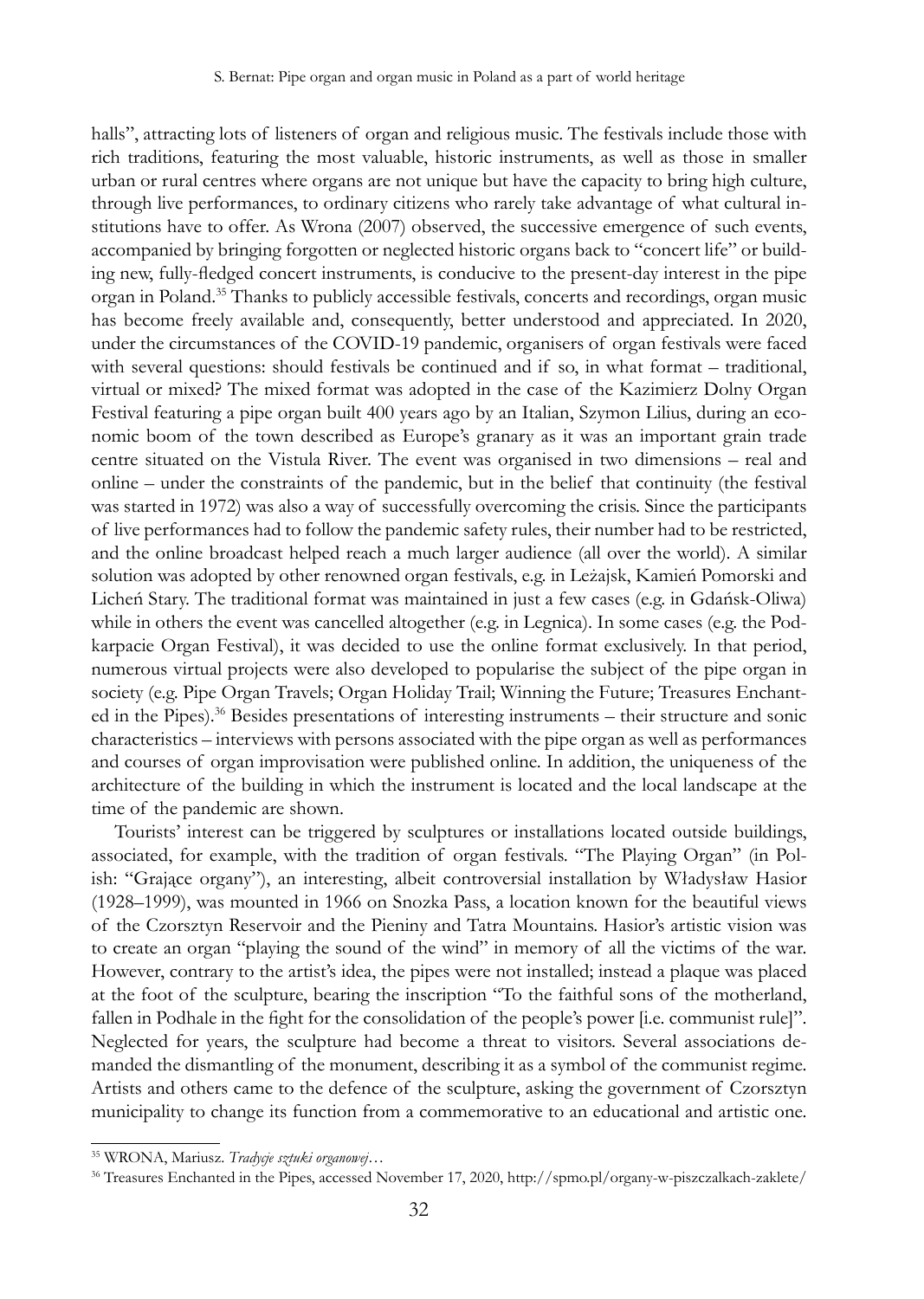halls", attracting lots of listeners of organ and religious music. The festivals include those with rich traditions, featuring the most valuable, historic instruments, as well as those in smaller urban or rural centres where organs are not unique but have the capacity to bring high culture, through live performances, to ordinary citizens who rarely take advantage of what cultural institutions have to offer. As Wrona (2007) observed, the successive emergence of such events, accompanied by bringing forgotten or neglected historic organs back to "concert life" or building new, fully-fledged concert instruments, is conducive to the present-day interest in the pipe organ in Poland.[35] Thanks to publicly accessible festivals, concerts and recordings, organ music has become freely available and, consequently, better understood and appreciated. In 2020, under the circumstances of the COVID-19 pandemic, organisers of organ festivals were faced with several questions: should festivals be continued and if so, in what format – traditional, virtual or mixed? The mixed format was adopted in the case of the Kazimierz Dolny Organ Festival featuring a pipe organ built 400 years ago by an Italian, Szymon Lilius, during an economic boom of the town described as Europe's granary as it was an important grain trade centre situated on the Vistula River. The event was organised in two dimensions – real and online – under the constraints of the pandemic, but in the belief that continuity (the festival was started in 1972) was also a way of successfully overcoming the crisis. Since the participants of live performances had to follow the pandemic safety rules, their number had to be restricted, and the online broadcast helped reach a much larger audience (all over the world). A similar solution was adopted by other renowned organ festivals, e.g. in Leżajsk, Kamień Pomorski and Licheń Stary. The traditional format was maintained in just a few cases (e.g. in Gdańsk-Oliwa) while in others the event was cancelled altogether (e.g. in Legnica). In some cases (e.g. the Podkarpacie Organ Festival), it was decided to use the online format exclusively. In that period, numerous virtual projects were also developed to popularise the subject of the pipe organ in society (e.g. Pipe Organ Travels; Organ Holiday Trail; Winning the Future; Treasures Enchanted in the Pipes).[36] Besides presentations of interesting instruments – their structure and sonic characteristics – interviews with persons associated with the pipe organ as well as performances and courses of organ improvisation were published online. In addition, the uniqueness of the architecture of the building in which the instrument is located and the local landscape at the time of the pandemic are shown.

Tourists' interest can be triggered by sculptures or installations located outside buildings, associated, for example, with the tradition of organ festivals. "The Playing Organ" (in Polish: "Grające organy"), an interesting, albeit controversial installation by Władysław Hasior (1928–1999), was mounted in 1966 on Snozka Pass, a location known for the beautiful views of the Czorsztyn Reservoir and the Pieniny and Tatra Mountains. Hasior's artistic vision was to create an organ "playing the sound of the wind" in memory of all the victims of the war. However, contrary to the artist's idea, the pipes were not installed; instead a plaque was placed at the foot of the sculpture, bearing the inscription "To the faithful sons of the motherland, fallen in Podhale in the fight for the consolidation of the people's power [i.e. communist rule]". Neglected for years, the sculpture had become a threat to visitors. Several associations demanded the dismantling of the monument, describing it as a symbol of the communist regime. Artists and others came to the defence of the sculpture, asking the government of Czorsztyn municipality to change its function from a commemorative to an educational and artistic one.

---

[35] WRONA, Mariusz. *Tradycje sztuki organowej…*

[36] Treasures Enchanted in the Pipes, accessed November 17, 2020, http://spmo.pl/organy-w-piszczalkach-zaklete/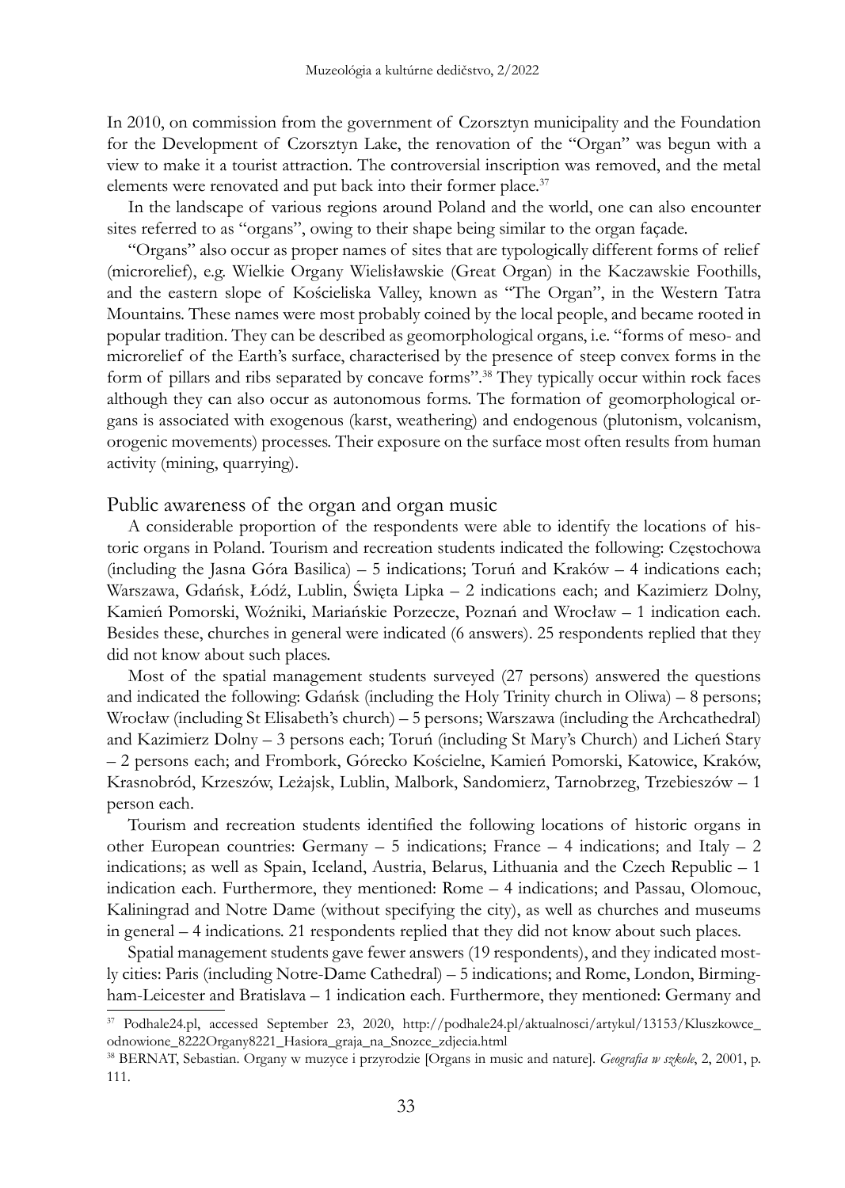In 2010, on commission from the government of Czorsztyn municipality and the Foundation for the Development of Czorsztyn Lake, the renovation of the "Organ" was begun with a view to make it a tourist attraction. The controversial inscription was removed, and the metal elements were renovated and put back into their former place.[37]

In the landscape of various regions around Poland and the world, one can also encounter sites referred to as "organs", owing to their shape being similar to the organ façade.

"Organs" also occur as proper names of sites that are typologically different forms of relief (microrelief), e.g. Wielkie Organy Wielisławskie (Great Organ) in the Kaczawskie Foothills, and the eastern slope of Kościeliska Valley, known as "The Organ", in the Western Tatra Mountains. These names were most probably coined by the local people, and became rooted in popular tradition. They can be described as geomorphological organs, i.e. "forms of meso- and microrelief of the Earth's surface, characterised by the presence of steep convex forms in the form of pillars and ribs separated by concave forms".[38] They typically occur within rock faces although they can also occur as autonomous forms. The formation of geomorphological organs is associated with exogenous (karst, weathering) and endogenous (plutonism, volcanism, orogenic movements) processes. Their exposure on the surface most often results from human activity (mining, quarrying).

## Public awareness of the organ and organ music

A considerable proportion of the respondents were able to identify the locations of historic organs in Poland. Tourism and recreation students indicated the following: Częstochowa (including the Jasna Góra Basilica) – 5 indications; Toruń and Kraków – 4 indications each; Warszawa, Gdańsk, Łódź, Lublin, Święta Lipka – 2 indications each; and Kazimierz Dolny, Kamień Pomorski, Woźniki, Mariańskie Porzecze, Poznań and Wrocław – 1 indication each. Besides these, churches in general were indicated (6 answers). 25 respondents replied that they did not know about such places.

Most of the spatial management students surveyed (27 persons) answered the questions and indicated the following: Gdańsk (including the Holy Trinity church in Oliwa) – 8 persons; Wrocław (including St Elisabeth's church) – 5 persons; Warszawa (including the Archcathedral) and Kazimierz Dolny – 3 persons each; Toruń (including St Mary's Church) and Licheń Stary – 2 persons each; and Frombork, Górecko Kościelne, Kamień Pomorski, Katowice, Kraków, Krasnobród, Krzeszów, Leżajsk, Lublin, Malbork, Sandomierz, Tarnobrzeg, Trzebieszów – 1 person each.

Tourism and recreation students identified the following locations of historic organs in other European countries: Germany – 5 indications; France – 4 indications; and Italy – 2 indications; as well as Spain, Iceland, Austria, Belarus, Lithuania and the Czech Republic – 1 indication each. Furthermore, they mentioned: Rome – 4 indications; and Passau, Olomouc, Kaliningrad and Notre Dame (without specifying the city), as well as churches and museums in general – 4 indications. 21 respondents replied that they did not know about such places.

Spatial management students gave fewer answers (19 respondents), and they indicated mostly cities: Paris (including Notre-Dame Cathedral) – 5 indications; and Rome, London, Birmingham-Leicester and Bratislava – 1 indication each. Furthermore, they mentioned: Germany and

---

[37] Podhale24.pl, accessed September 23, 2020, http://podhale24.pl/aktualnosci/artykul/13153/Kluszkowce_odnowione_8222Organy8221_Hasiora_graja_na_Snozce_zdjecia.html

[38] BERNAT, Sebastian. Organy w muzyce i przyrodzie [Organs in music and nature]. *Geografia w szkole*, 2, 2001, p. 111.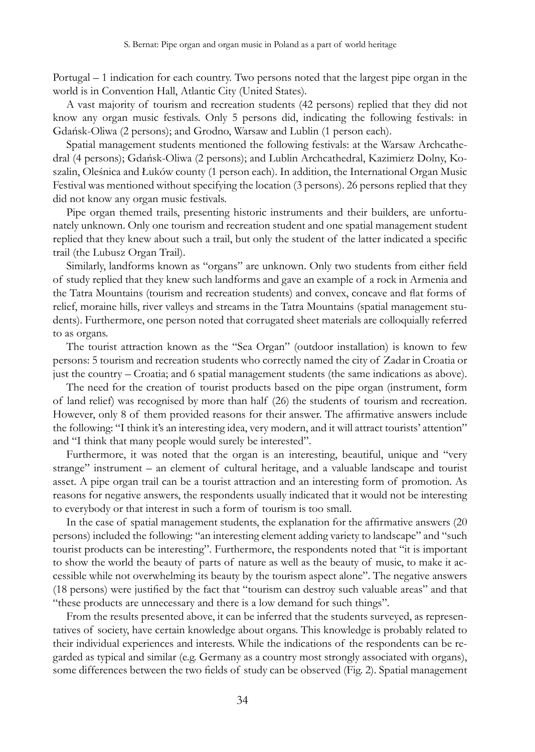Portugal – 1 indication for each country. Two persons noted that the largest pipe organ in the world is in Convention Hall, Atlantic City (United States).

A vast majority of tourism and recreation students (42 persons) replied that they did not know any organ music festivals. Only 5 persons did, indicating the following festivals: in Gdańsk-Oliwa (2 persons); and Grodno, Warsaw and Lublin (1 person each).

Spatial management students mentioned the following festivals: at the Warsaw Archcathedral (4 persons); Gdańsk-Oliwa (2 persons); and Lublin Archcathedral, Kazimierz Dolny, Koszalin, Oleśnica and Łuków county (1 person each). In addition, the International Organ Music Festival was mentioned without specifying the location (3 persons). 26 persons replied that they did not know any organ music festivals.

Pipe organ themed trails, presenting historic instruments and their builders, are unfortunately unknown. Only one tourism and recreation student and one spatial management student replied that they knew about such a trail, but only the student of the latter indicated a specific trail (the Lubusz Organ Trail).

Similarly, landforms known as "organs" are unknown. Only two students from either field of study replied that they knew such landforms and gave an example of a rock in Armenia and the Tatra Mountains (tourism and recreation students) and convex, concave and flat forms of relief, moraine hills, river valleys and streams in the Tatra Mountains (spatial management students). Furthermore, one person noted that corrugated sheet materials are colloquially referred to as organs.

The tourist attraction known as the "Sea Organ" (outdoor installation) is known to few persons: 5 tourism and recreation students who correctly named the city of Zadar in Croatia or just the country – Croatia; and 6 spatial management students (the same indications as above).

The need for the creation of tourist products based on the pipe organ (instrument, form of land relief) was recognised by more than half (26) the students of tourism and recreation. However, only 8 of them provided reasons for their answer. The affirmative answers include the following: "I think it's an interesting idea, very modern, and it will attract tourists' attention" and "I think that many people would surely be interested".

Furthermore, it was noted that the organ is an interesting, beautiful, unique and "very strange" instrument – an element of cultural heritage, and a valuable landscape and tourist asset. A pipe organ trail can be a tourist attraction and an interesting form of promotion. As reasons for negative answers, the respondents usually indicated that it would not be interesting to everybody or that interest in such a form of tourism is too small.

In the case of spatial management students, the explanation for the affirmative answers (20 persons) included the following: "an interesting element adding variety to landscape" and "such tourist products can be interesting". Furthermore, the respondents noted that "it is important to show the world the beauty of parts of nature as well as the beauty of music, to make it accessible while not overwhelming its beauty by the tourism aspect alone". The negative answers (18 persons) were justified by the fact that "tourism can destroy such valuable areas" and that "these products are unnecessary and there is a low demand for such things".

From the results presented above, it can be inferred that the students surveyed, as representatives of society, have certain knowledge about organs. This knowledge is probably related to their individual experiences and interests. While the indications of the respondents can be regarded as typical and similar (e.g. Germany as a country most strongly associated with organs), some differences between the two fields of study can be observed (Fig. 2). Spatial management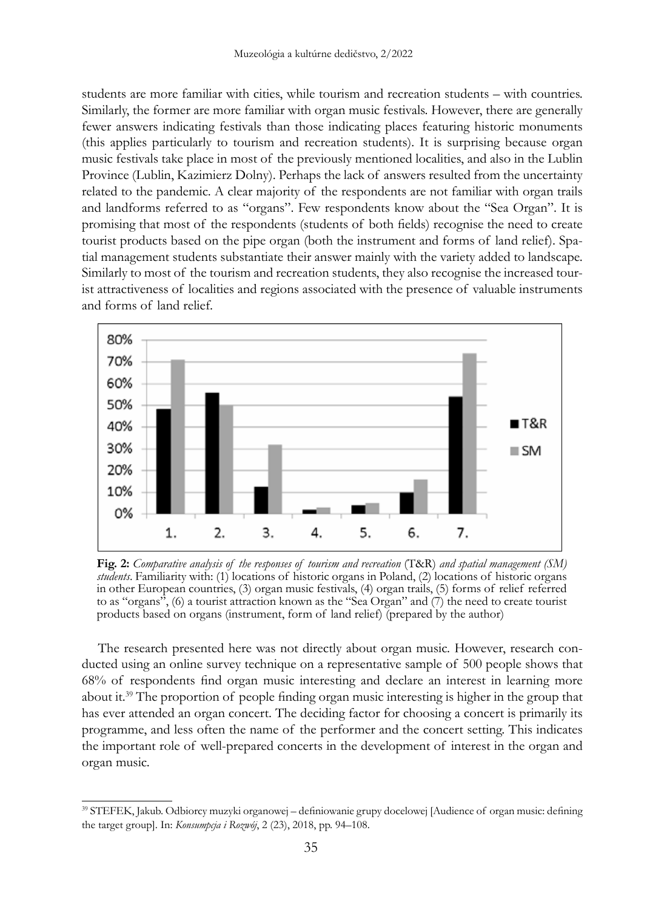students are more familiar with cities, while tourism and recreation students – with countries. Similarly, the former are more familiar with organ music festivals. However, there are generally fewer answers indicating festivals than those indicating places featuring historic monuments (this applies particularly to tourism and recreation students). It is surprising because organ music festivals take place in most of the previously mentioned localities, and also in the Lublin Province (Lublin, Kazimierz Dolny). Perhaps the lack of answers resulted from the uncertainty related to the pandemic. A clear majority of the respondents are not familiar with organ trails and landforms referred to as "organs". Few respondents know about the "Sea Organ". It is promising that most of the respondents (students of both fields) recognise the need to create tourist products based on the pipe organ (both the instrument and forms of land relief). Spatial management students substantiate their answer mainly with the variety added to landscape. Similarly to most of the tourism and recreation students, they also recognise the increased tourist attractiveness of localities and regions associated with the presence of valuable instruments and forms of land relief.

**Fig. 2:** *Comparative analysis of the responses of tourism and recreation* (T&R) *and spatial management (SM) students*. Familiarity with: (1) locations of historic organs in Poland, (2) locations of historic organs in other European countries, (3) organ music festivals, (4) organ trails, (5) forms of relief referred to as "organs", (6) a tourist attraction known as the "Sea Organ" and (7) the need to create tourist products based on organs (instrument, form of land relief) (prepared by the author)

The research presented here was not directly about organ music. However, research conducted using an online survey technique on a representative sample of 500 people shows that 68% of respondents find organ music interesting and declare an interest in learning more about it.[39] The proportion of people finding organ music interesting is higher in the group that has ever attended an organ concert. The deciding factor for choosing a concert is primarily its programme, and less often the name of the performer and the concert setting. This indicates the important role of well-prepared concerts in the development of interest in the organ and organ music.

[39] STEFEK, Jakub. Odbiorcy muzyki organowej – definiowanie grupy docelowej [Audience of organ music: defining the target group]. In: *Konsumpcja i Rozwój*, 2 (23), 2018, pp. 94–108.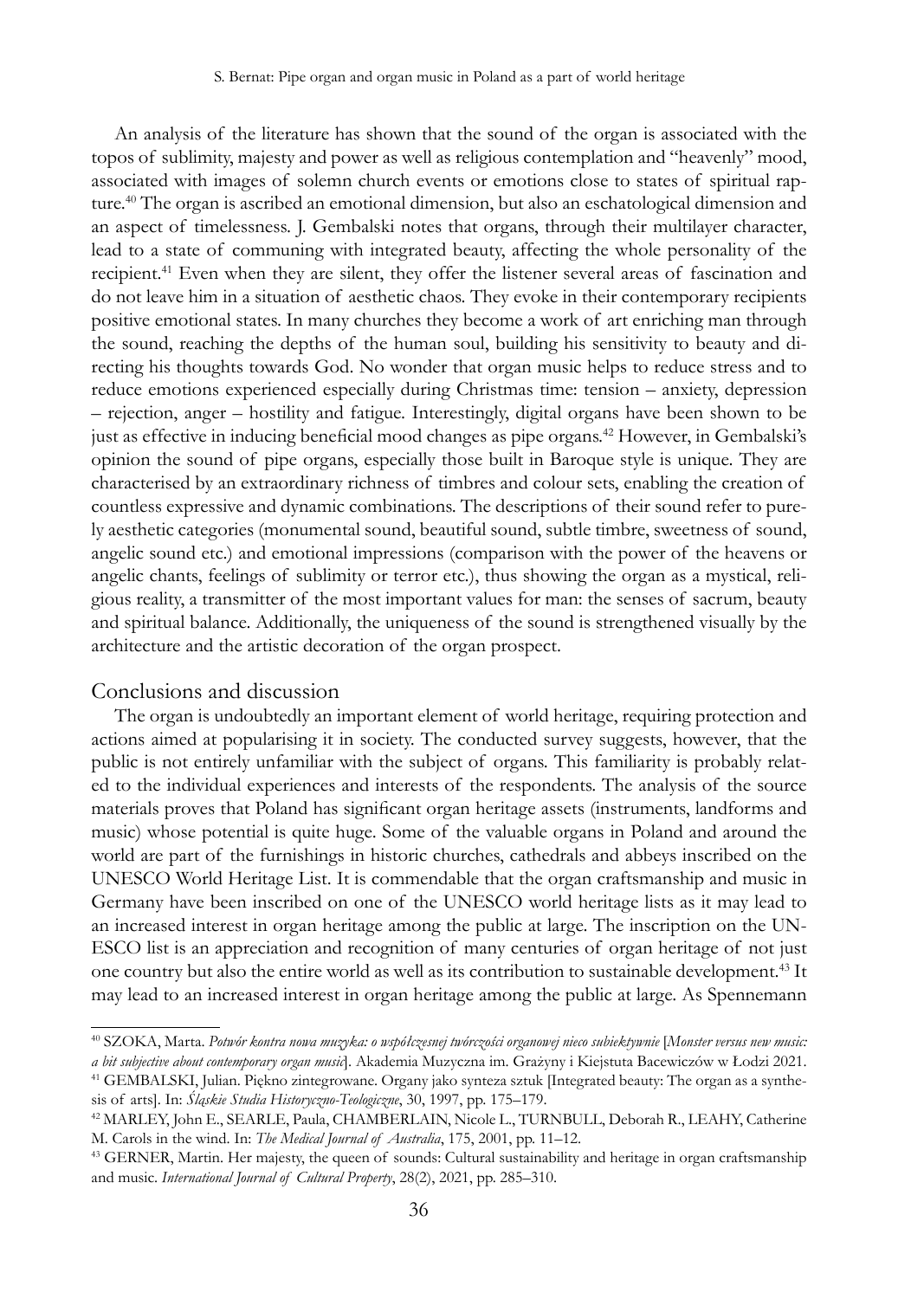An analysis of the literature has shown that the sound of the organ is associated with the topos of sublimity, majesty and power as well as religious contemplation and "heavenly" mood, associated with images of solemn church events or emotions close to states of spiritual rapture.[40] The organ is ascribed an emotional dimension, but also an eschatological dimension and an aspect of timelessness. J. Gembalski notes that organs, through their multilayer character, lead to a state of communing with integrated beauty, affecting the whole personality of the recipient.[41] Even when they are silent, they offer the listener several areas of fascination and do not leave him in a situation of aesthetic chaos. They evoke in their contemporary recipients positive emotional states. In many churches they become a work of art enriching man through the sound, reaching the depths of the human soul, building his sensitivity to beauty and directing his thoughts towards God. No wonder that organ music helps to reduce stress and to reduce emotions experienced especially during Christmas time: tension – anxiety, depression – rejection, anger – hostility and fatigue. Interestingly, digital organs have been shown to be just as effective in inducing beneficial mood changes as pipe organs.[42] However, in Gembalski's opinion the sound of pipe organs, especially those built in Baroque style is unique. They are characterised by an extraordinary richness of timbres and colour sets, enabling the creation of countless expressive and dynamic combinations. The descriptions of their sound refer to purely aesthetic categories (monumental sound, beautiful sound, subtle timbre, sweetness of sound, angelic sound etc.) and emotional impressions (comparison with the power of the heavens or angelic chants, feelings of sublimity or terror etc.), thus showing the organ as a mystical, religious reality, a transmitter of the most important values for man: the senses of sacrum, beauty and spiritual balance. Additionally, the uniqueness of the sound is strengthened visually by the architecture and the artistic decoration of the organ prospect.

## Conclusions and discussion

The organ is undoubtedly an important element of world heritage, requiring protection and actions aimed at popularising it in society. The conducted survey suggests, however, that the public is not entirely unfamiliar with the subject of organs. This familiarity is probably related to the individual experiences and interests of the respondents. The analysis of the source materials proves that Poland has significant organ heritage assets (instruments, landforms and music) whose potential is quite huge. Some of the valuable organs in Poland and around the world are part of the furnishings in historic churches, cathedrals and abbeys inscribed on the UNESCO World Heritage List. It is commendable that the organ craftsmanship and music in Germany have been inscribed on one of the UNESCO world heritage lists as it may lead to an increased interest in organ heritage among the public at large. The inscription on the UNESCO list is an appreciation and recognition of many centuries of organ heritage of not just one country but also the entire world as well as its contribution to sustainable development.[43] It may lead to an increased interest in organ heritage among the public at large. As Spennemann

---

[40] SZOKA, Marta. *Potwór kontra nowa muzyka: o współczesnej twórczości organowej nieco subiektywnie* [*Monster versus new music: a bit subjective about contemporary organ music*]. Akademia Muzyczna im. Grażyny i Kiejstuta Bacewiczów w Łodzi 2021.

[41] GEMBALSKI, Julian. Piękno zintegrowane. Organy jako synteza sztuk [Integrated beauty: The organ as a synthesis of arts]. In: *Śląskie Studia Historyczno-Teologiczne*, 30, 1997, pp. 175–179.

[42] MARLEY, John E., SEARLE, Paula, CHAMBERLAIN, Nicole L., TURNBULL, Deborah R., LEAHY, Catherine M. Carols in the wind. In: *The Medical Journal of Australia*, 175, 2001, pp. 11–12.

[43] GERNER, Martin. Her majesty, the queen of sounds: Cultural sustainability and heritage in organ craftsmanship and music. *International Journal of Cultural Property*, 28(2), 2021, pp. 285–310.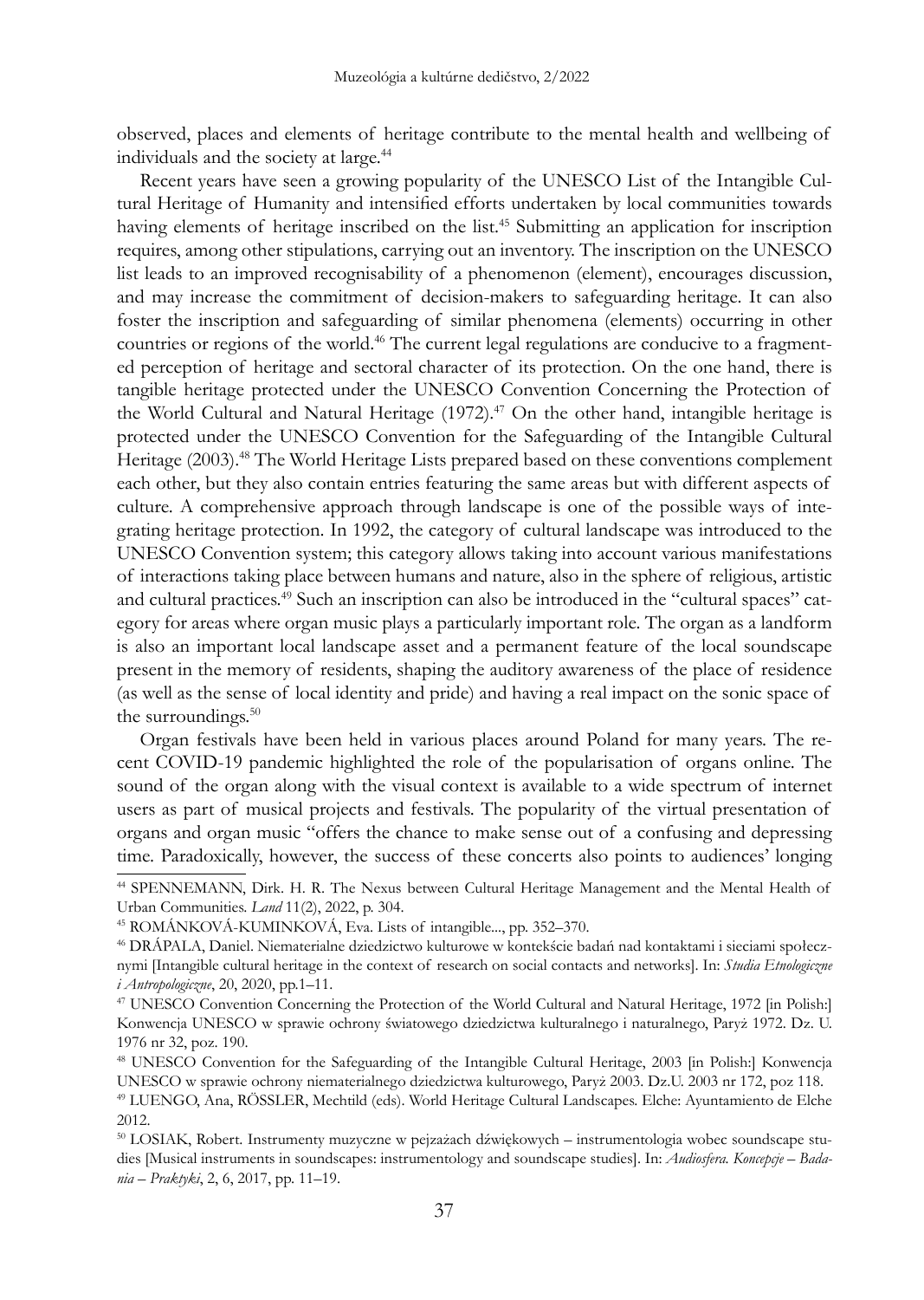observed, places and elements of heritage contribute to the mental health and wellbeing of individuals and the society at large.[44]

Recent years have seen a growing popularity of the UNESCO List of the Intangible Cultural Heritage of Humanity and intensified efforts undertaken by local communities towards having elements of heritage inscribed on the list.[45] Submitting an application for inscription requires, among other stipulations, carrying out an inventory. The inscription on the UNESCO list leads to an improved recognisability of a phenomenon (element), encourages discussion, and may increase the commitment of decision-makers to safeguarding heritage. It can also foster the inscription and safeguarding of similar phenomena (elements) occurring in other countries or regions of the world.[46] The current legal regulations are conducive to a fragmented perception of heritage and sectoral character of its protection. On the one hand, there is tangible heritage protected under the UNESCO Convention Concerning the Protection of the World Cultural and Natural Heritage (1972).[47] On the other hand, intangible heritage is protected under the UNESCO Convention for the Safeguarding of the Intangible Cultural Heritage (2003).[48] The World Heritage Lists prepared based on these conventions complement each other, but they also contain entries featuring the same areas but with different aspects of culture. A comprehensive approach through landscape is one of the possible ways of integrating heritage protection. In 1992, the category of cultural landscape was introduced to the UNESCO Convention system; this category allows taking into account various manifestations of interactions taking place between humans and nature, also in the sphere of religious, artistic and cultural practices.[49] Such an inscription can also be introduced in the "cultural spaces" category for areas where organ music plays a particularly important role. The organ as a landform is also an important local landscape asset and a permanent feature of the local soundscape present in the memory of residents, shaping the auditory awareness of the place of residence (as well as the sense of local identity and pride) and having a real impact on the sonic space of the surroundings.[50]

Organ festivals have been held in various places around Poland for many years. The recent COVID-19 pandemic highlighted the role of the popularisation of organs online. The sound of the organ along with the visual context is available to a wide spectrum of internet users as part of musical projects and festivals. The popularity of the virtual presentation of organs and organ music "offers the chance to make sense out of a confusing and depressing time. Paradoxically, however, the success of these concerts also points to audiences' longing

---

[44] SPENNEMANN, Dirk. H. R. The Nexus between Cultural Heritage Management and the Mental Health of Urban Communities. *Land* 11(2), 2022, p. 304.

[45] ROMÁNKOVÁ-KUMINKOVÁ, Eva. Lists of intangible..., pp. 352–370.

[46] DRÁPALA, Daniel. Niematerialne dziedzictwo kulturowe w kontekście badań nad kontaktami i sieciami społecznymi [Intangible cultural heritage in the context of research on social contacts and networks]. In: *Studia Etnologiczne i Antropologiczne*, 20, 2020, pp.1–11.

[47] UNESCO Convention Concerning the Protection of the World Cultural and Natural Heritage, 1972 [in Polish:] Konwencja UNESCO w sprawie ochrony światowego dziedzictwa kulturalnego i naturalnego, Paryż 1972. Dz. U. 1976 nr 32, poz. 190.

[48] UNESCO Convention for the Safeguarding of the Intangible Cultural Heritage, 2003 [in Polish:] Konwencja UNESCO w sprawie ochrony niematerialnego dziedzictwa kulturowego, Paryż 2003. Dz.U. 2003 nr 172, poz 118.

[49] LUENGO, Ana, RÖSSLER, Mechtild (eds). World Heritage Cultural Landscapes. Elche: Ayuntamiento de Elche 2012.

[50] LOSIAK, Robert. Instrumenty muzyczne w pejzażach dźwiękowych – instrumentologia wobec soundscape studies [Musical instruments in soundscapes: instrumentology and soundscape studies]. In: *Audiosfera. Koncepcje – Badania – Praktyki*, 2, 6, 2017, pp. 11–19.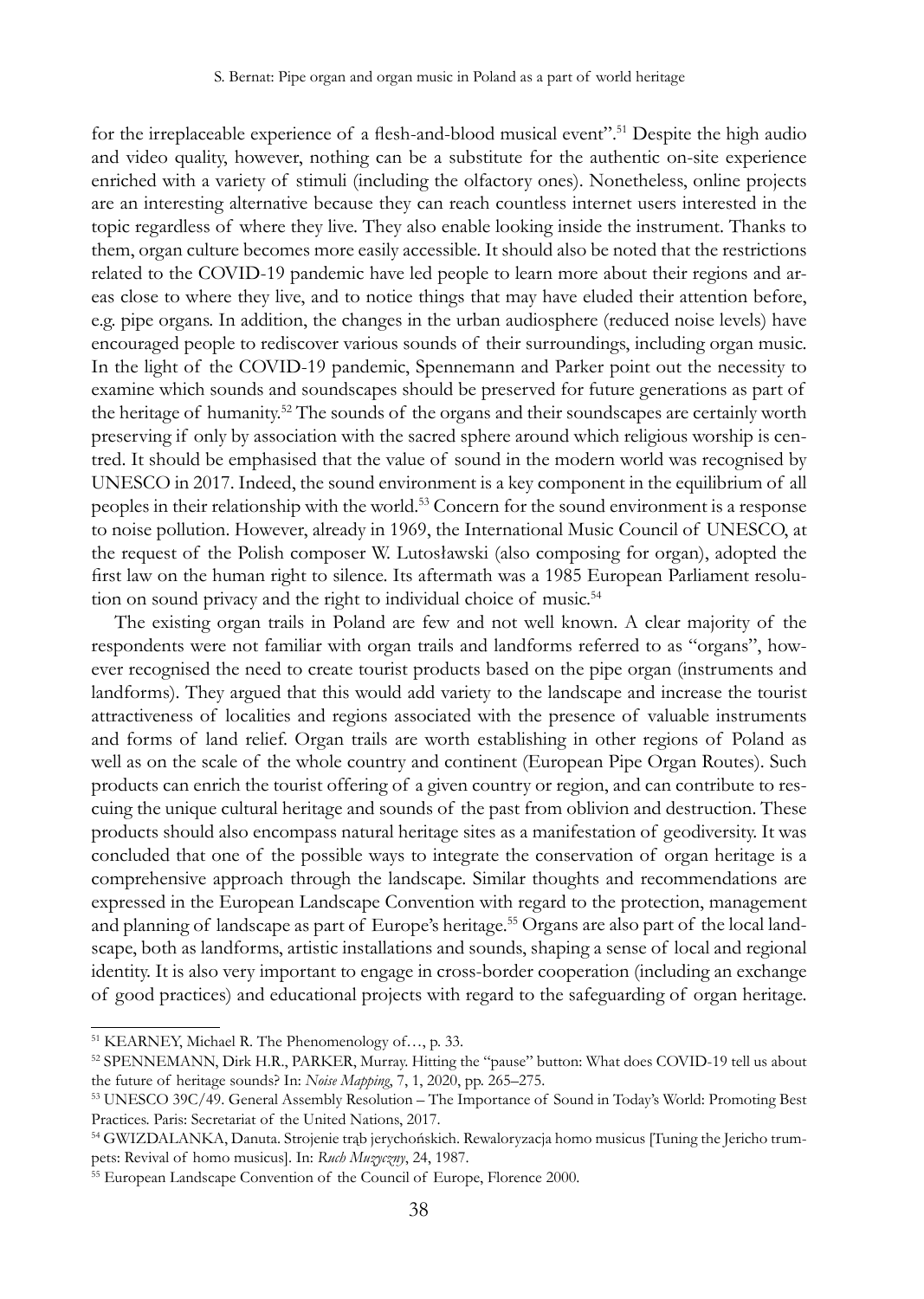for the irreplaceable experience of a flesh-and-blood musical event".[51] Despite the high audio and video quality, however, nothing can be a substitute for the authentic on-site experience enriched with a variety of stimuli (including the olfactory ones). Nonetheless, online projects are an interesting alternative because they can reach countless internet users interested in the topic regardless of where they live. They also enable looking inside the instrument. Thanks to them, organ culture becomes more easily accessible. It should also be noted that the restrictions related to the COVID-19 pandemic have led people to learn more about their regions and areas close to where they live, and to notice things that may have eluded their attention before, e.g. pipe organs. In addition, the changes in the urban audiosphere (reduced noise levels) have encouraged people to rediscover various sounds of their surroundings, including organ music. In the light of the COVID-19 pandemic, Spennemann and Parker point out the necessity to examine which sounds and soundscapes should be preserved for future generations as part of the heritage of humanity.[52] The sounds of the organs and their soundscapes are certainly worth preserving if only by association with the sacred sphere around which religious worship is centred. It should be emphasised that the value of sound in the modern world was recognised by UNESCO in 2017. Indeed, the sound environment is a key component in the equilibrium of all peoples in their relationship with the world.[53] Concern for the sound environment is a response to noise pollution. However, already in 1969, the International Music Council of UNESCO, at the request of the Polish composer W. Lutosławski (also composing for organ), adopted the first law on the human right to silence. Its aftermath was a 1985 European Parliament resolution on sound privacy and the right to individual choice of music.[54]

The existing organ trails in Poland are few and not well known. A clear majority of the respondents were not familiar with organ trails and landforms referred to as "organs", however recognised the need to create tourist products based on the pipe organ (instruments and landforms). They argued that this would add variety to the landscape and increase the tourist attractiveness of localities and regions associated with the presence of valuable instruments and forms of land relief. Organ trails are worth establishing in other regions of Poland as well as on the scale of the whole country and continent (European Pipe Organ Routes). Such products can enrich the tourist offering of a given country or region, and can contribute to rescuing the unique cultural heritage and sounds of the past from oblivion and destruction. These products should also encompass natural heritage sites as a manifestation of geodiversity. It was concluded that one of the possible ways to integrate the conservation of organ heritage is a comprehensive approach through the landscape. Similar thoughts and recommendations are expressed in the European Landscape Convention with regard to the protection, management and planning of landscape as part of Europe's heritage.[55] Organs are also part of the local landscape, both as landforms, artistic installations and sounds, shaping a sense of local and regional identity. It is also very important to engage in cross-border cooperation (including an exchange of good practices) and educational projects with regard to the safeguarding of organ heritage.

---

[51] KEARNEY, Michael R. The Phenomenology of…, p. 33.

[52] SPENNEMANN, Dirk H.R., PARKER, Murray. Hitting the "pause" button: What does COVID-19 tell us about the future of heritage sounds? In: *Noise Mapping*, 7, 1, 2020, pp. 265–275.

[53] UNESCO 39C/49. General Assembly Resolution – The Importance of Sound in Today's World: Promoting Best Practices. Paris: Secretariat of the United Nations, 2017.

[54] GWIZDALANKA, Danuta. Strojenie trąb jerychońskich. Rewaloryzacja homo musicus [Tuning the Jericho trumpets: Revival of homo musicus]. In: *Ruch Muzyczny*, 24, 1987.

[55] European Landscape Convention of the Council of Europe, Florence 2000.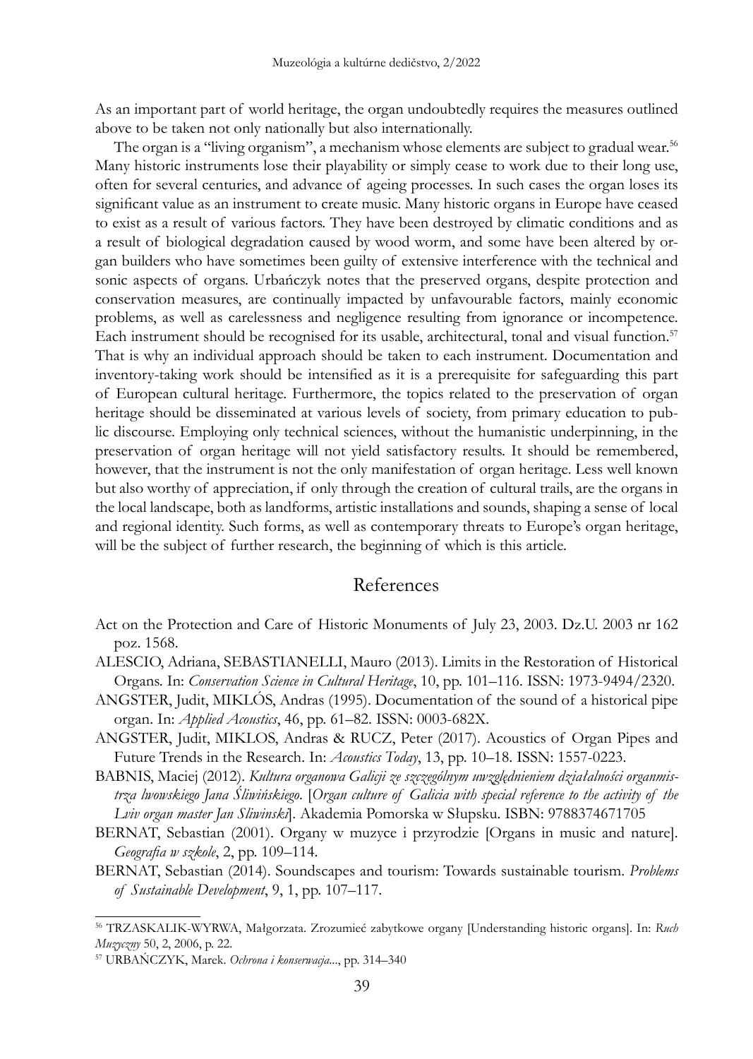As an important part of world heritage, the organ undoubtedly requires the measures outlined above to be taken not only nationally but also internationally.

The organ is a "living organism", a mechanism whose elements are subject to gradual wear.[56] Many historic instruments lose their playability or simply cease to work due to their long use, often for several centuries, and advance of ageing processes. In such cases the organ loses its significant value as an instrument to create music. Many historic organs in Europe have ceased to exist as a result of various factors. They have been destroyed by climatic conditions and as a result of biological degradation caused by wood worm, and some have been altered by organ builders who have sometimes been guilty of extensive interference with the technical and sonic aspects of organs. Urbańczyk notes that the preserved organs, despite protection and conservation measures, are continually impacted by unfavourable factors, mainly economic problems, as well as carelessness and negligence resulting from ignorance or incompetence. Each instrument should be recognised for its usable, architectural, tonal and visual function.[57] That is why an individual approach should be taken to each instrument. Documentation and inventory-taking work should be intensified as it is a prerequisite for safeguarding this part of European cultural heritage. Furthermore, the topics related to the preservation of organ heritage should be disseminated at various levels of society, from primary education to public discourse. Employing only technical sciences, without the humanistic underpinning, in the preservation of organ heritage will not yield satisfactory results. It should be remembered, however, that the instrument is not the only manifestation of organ heritage. Less well known but also worthy of appreciation, if only through the creation of cultural trails, are the organs in the local landscape, both as landforms, artistic installations and sounds, shaping a sense of local and regional identity. Such forms, as well as contemporary threats to Europe's organ heritage, will be the subject of further research, the beginning of which is this article.

## References

Act on the Protection and Care of Historic Monuments of July 23, 2003. Dz.U. 2003 nr 162 poz. 1568.

ALESCIO, Adriana, SEBASTIANELLI, Mauro (2013). Limits in the Restoration of Historical Organs. In: *Conservation Science in Cultural Heritage*, 10, pp. 101–116. ISSN: 1973-9494/2320.

ANGSTER, Judit, MIKLÓS, Andras (1995). Documentation of the sound of a historical pipe organ. In: *Applied Acoustics*, 46, pp. 61–82. ISSN: 0003-682X.

ANGSTER, Judit, MIKLOS, Andras & RUCZ, Peter (2017). Acoustics of Organ Pipes and Future Trends in the Research. In: *Acoustics Today*, 13, pp. 10–18. ISSN: 1557-0223.

BABNIS, Maciej (2012). *Kultura organowa Galicji ze szczególnym uwzględnieniem działalności organmistrza lwowskiego Jana Śliwińskiego*. [*Organ culture of Galicia with special reference to the activity of the Lviv organ master Jan Sliwinski*]. Akademia Pomorska w Słupsku. ISBN: 9788374671705

BERNAT, Sebastian (2001). Organy w muzyce i przyrodzie [Organs in music and nature]. *Geografia w szkole*, 2, pp. 109–114.

BERNAT, Sebastian (2014). Soundscapes and tourism: Towards sustainable tourism. *Problems of Sustainable Development*, 9, 1, pp. 107–117.

---

[56] TRZASKALIK-WYRWA, Małgorzata. Zrozumieć zabytkowe organy [Understanding historic organs]. In: *Ruch Muzyczny* 50, 2, 2006, p. 22.

[57] URBAŃCZYK, Marek. *Ochrona i konserwacja*..., pp. 314–340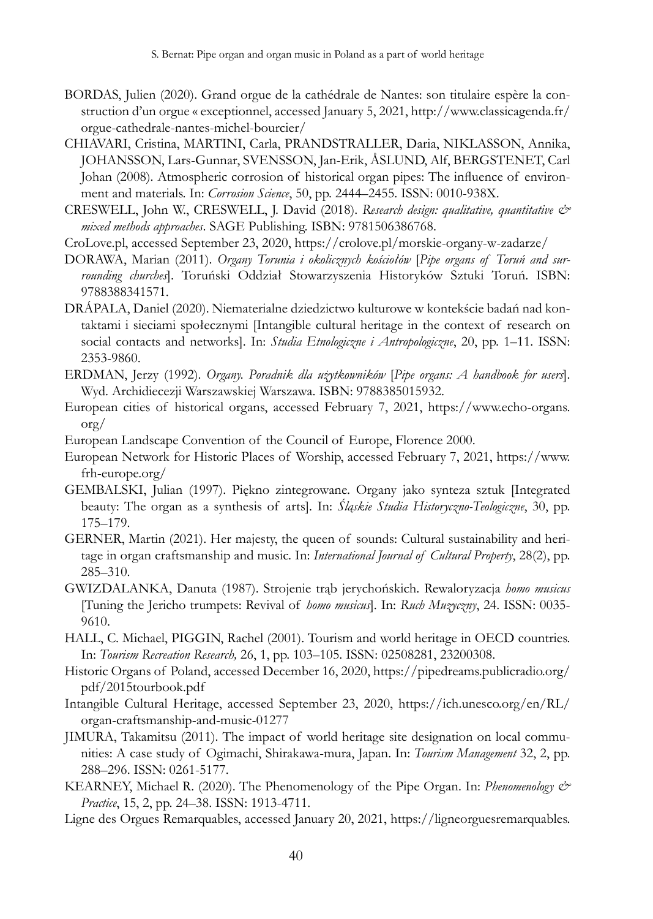BORDAS, Julien (2020). Grand orgue de la cathédrale de Nantes: son titulaire espère la construction d'un orgue « exceptionnel, accessed January 5, 2021, http://www.classicagenda.fr/orgue-cathedrale-nantes-michel-bourcier/

CHIAVARI, Cristina, MARTINI, Carla, PRANDSTRALLER, Daria, NIKLASSON, Annika, JOHANSSON, Lars-Gunnar, SVENSSON, Jan-Erik, ÅSLUND, Alf, BERGSTENET, Carl Johan (2008). Atmospheric corrosion of historical organ pipes: The influence of environment and materials. In: *Corrosion Science*, 50, pp. 2444–2455. ISSN: 0010-938X.

CRESWELL, John W., CRESWELL, J. David (2018). *Research design: qualitative, quantitative & mixed methods approaches*. SAGE Publishing. ISBN: 9781506386768.

CroLove.pl, accessed September 23, 2020, https://crolove.pl/morskie-organy-w-zadarze/

DORAWA, Marian (2011). *Organy Torunia i okolicznych kościołów* [*Pipe organs of Toruń and surrounding churches*]. Toruński Oddział Stowarzyszenia Historyków Sztuki Toruń. ISBN: 9788388341571.

DRÁPALA, Daniel (2020). Niematerialne dziedzictwo kulturowe w kontekście badań nad kontaktami i sieciami społecznymi [Intangible cultural heritage in the context of research on social contacts and networks]. In: *Studia Etnologiczne i Antropologiczne*, 20, pp. 1–11. ISSN: 2353-9860.

ERDMAN, Jerzy (1992). *Organy. Poradnik dla użytkowników* [*Pipe organs: A handbook for users*]. Wyd. Archidiecezji Warszawskiej Warszawa. ISBN: 9788385015932.

European cities of historical organs, accessed February 7, 2021, https://www.echo-organs.org/

European Landscape Convention of the Council of Europe, Florence 2000.

European Network for Historic Places of Worship, accessed February 7, 2021, https://www.frh-europe.org/

GEMBALSKI, Julian (1997). Piękno zintegrowane. Organy jako synteza sztuk [Integrated beauty: The organ as a synthesis of arts]. In: *Śląskie Studia Historyczno-Teologiczne*, 30, pp. 175–179.

GERNER, Martin (2021). Her majesty, the queen of sounds: Cultural sustainability and heritage in organ craftsmanship and music. In: *International Journal of Cultural Property*, 28(2), pp. 285–310.

GWIZDALANKA, Danuta (1987). Strojenie trąb jerychońskich. Rewaloryzacja *homo musicus* [Tuning the Jericho trumpets: Revival of *homo musicus*]. In: *Ruch Muzyczny*, 24. ISSN: 0035-9610.

HALL, C. Michael, PIGGIN, Rachel (2001). Tourism and world heritage in OECD countries. In: *Tourism Recreation Research,* 26, 1, pp. 103–105. ISSN: 02508281, 23200308.

Historic Organs of Poland, accessed December 16, 2020, https://pipedreams.publicradio.org/pdf/2015tourbook.pdf

Intangible Cultural Heritage, accessed September 23, 2020, https://ich.unesco.org/en/RL/organ-craftsmanship-and-music-01277

JIMURA, Takamitsu (2011). The impact of world heritage site designation on local communities: A case study of Ogimachi, Shirakawa-mura, Japan. In: *Tourism Management* 32, 2, pp. 288–296. ISSN: 0261-5177.

KEARNEY, Michael R. (2020). The Phenomenology of the Pipe Organ. In: *Phenomenology & Practice*, 15, 2, pp. 24–38. ISSN: 1913-4711.

Ligne des Orgues Remarquables, accessed January 20, 2021, https://ligneorguesremarquables.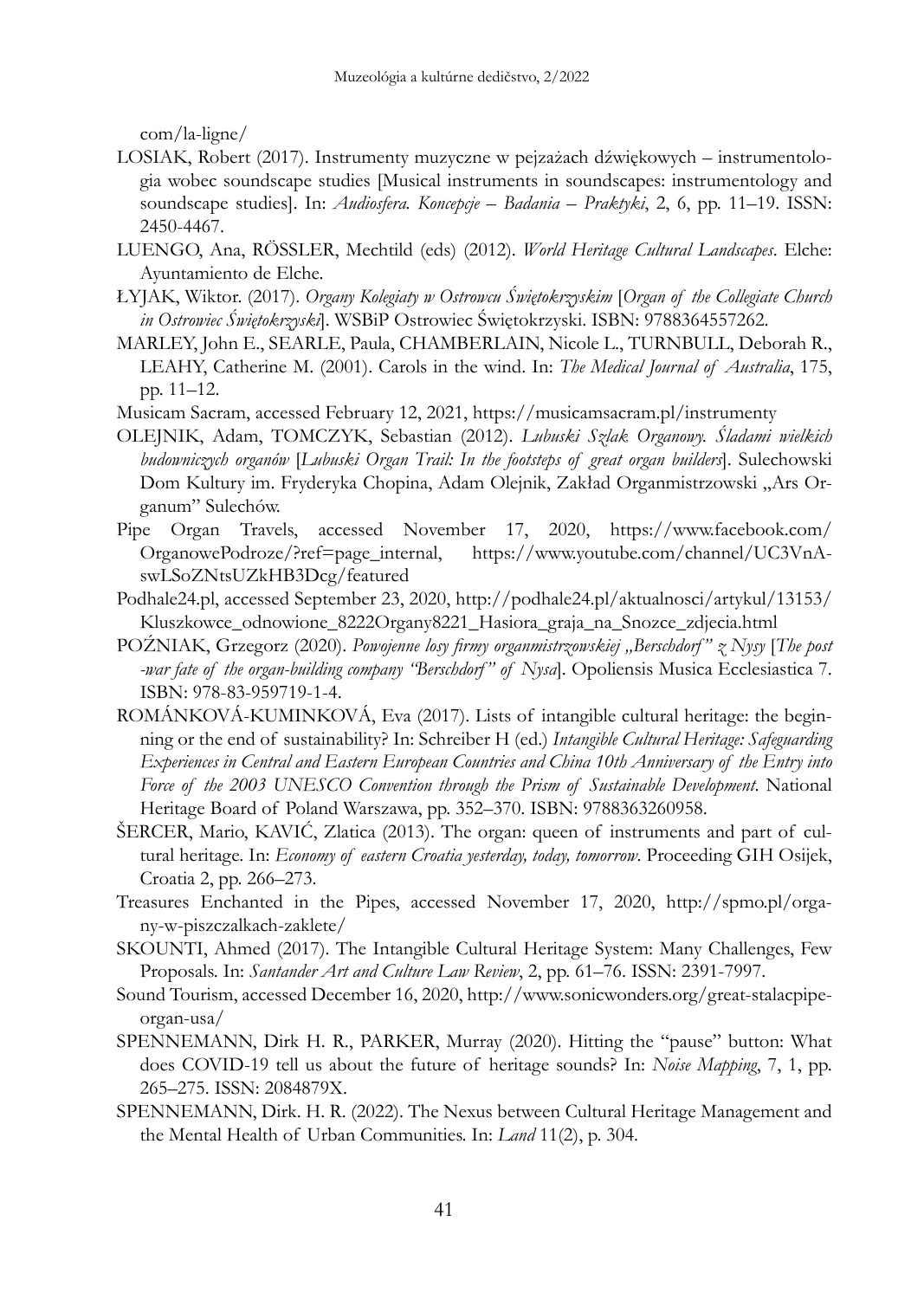com/la-ligne/

LOSIAK, Robert (2017). Instrumenty muzyczne w pejzażach dźwiękowych – instrumentologia wobec soundscape studies [Musical instruments in soundscapes: instrumentology and soundscape studies]. In: *Audiosfera. Koncepcje – Badania – Praktyki*, 2, 6, pp. 11–19. ISSN: 2450-4467.

LUENGO, Ana, RÖSSLER, Mechtild (eds) (2012). *World Heritage Cultural Landscapes*. Elche: Ayuntamiento de Elche.

ŁYJAK, Wiktor. (2017). *Organy Kolegiaty w Ostrowcu Świętokrzyskim* [*Organ of the Collegiate Church in Ostrowiec Świętokrzyski*]. WSBiP Ostrowiec Świętokrzyski. ISBN: 9788364557262.

MARLEY, John E., SEARLE, Paula, CHAMBERLAIN, Nicole L., TURNBULL, Deborah R., LEAHY, Catherine M. (2001). Carols in the wind. In: *The Medical Journal of Australia*, 175, pp. 11–12.

Musicam Sacram, accessed February 12, 2021, https://musicamsacram.pl/instrumenty

OLEJNIK, Adam, TOMCZYK, Sebastian (2012). *Lubuski Szlak Organowy. Śladami wielkich budowniczych organów* [*Lubuski Organ Trail: In the footsteps of great organ builders*]. Sulechowski Dom Kultury im. Fryderyka Chopina, Adam Olejnik, Zakład Organmistrzowski „Ars Organum" Sulechów.

Pipe Organ Travels, accessed November 17, 2020, https://www.facebook.com/OrganowePodroze/?ref=page_internal, https://www.youtube.com/channel/UC3VnA-swLSoZNtsUZkHB3Dcg/featured

Podhale24.pl, accessed September 23, 2020, http://podhale24.pl/aktualnosci/artykul/13153/Kluszkowce_odnowione_8222Organy8221_Hasiora_graja_na_Snozce_zdjecia.html

POŹNIAK, Grzegorz (2020). *Powojenne losy firmy organmistrzowskiej „Berschdorf" z Nysy* [*The post-war fate of the organ-building company "Berschdorf" of Nysa*]. Opoliensis Musica Ecclesiastica 7. ISBN: 978-83-959719-1-4.

ROMÁNKOVÁ-KUMINKOVÁ, Eva (2017). Lists of intangible cultural heritage: the beginning or the end of sustainability? In: Schreiber H (ed.) *Intangible Cultural Heritage: Safeguarding Experiences in Central and Eastern European Countries and China 10th Anniversary of the Entry into Force of the 2003 UNESCO Convention through the Prism of Sustainable Development*. National Heritage Board of Poland Warszawa, pp. 352–370. ISBN: 9788363260958.

ŠERCER, Mario, KAVIĆ, Zlatica (2013). The organ: queen of instruments and part of cultural heritage. In: *Economy of eastern Croatia yesterday, today, tomorrow*. Proceeding GIH Osijek, Croatia 2, pp. 266–273.

Treasures Enchanted in the Pipes, accessed November 17, 2020, http://spmo.pl/organy-w-piszczalkach-zaklete/

SKOUNTI, Ahmed (2017). The Intangible Cultural Heritage System: Many Challenges, Few Proposals. In: *Santander Art and Culture Law Review*, 2, pp. 61–76. ISSN: 2391-7997.

Sound Tourism, accessed December 16, 2020, http://www.sonicwonders.org/great-stalacpipe-organ-usa/

SPENNEMANN, Dirk H. R., PARKER, Murray (2020). Hitting the "pause" button: What does COVID-19 tell us about the future of heritage sounds? In: *Noise Mapping*, 7, 1, pp. 265–275. ISSN: 2084879X.

SPENNEMANN, Dirk. H. R. (2022). The Nexus between Cultural Heritage Management and the Mental Health of Urban Communities. In: *Land* 11(2), p. 304.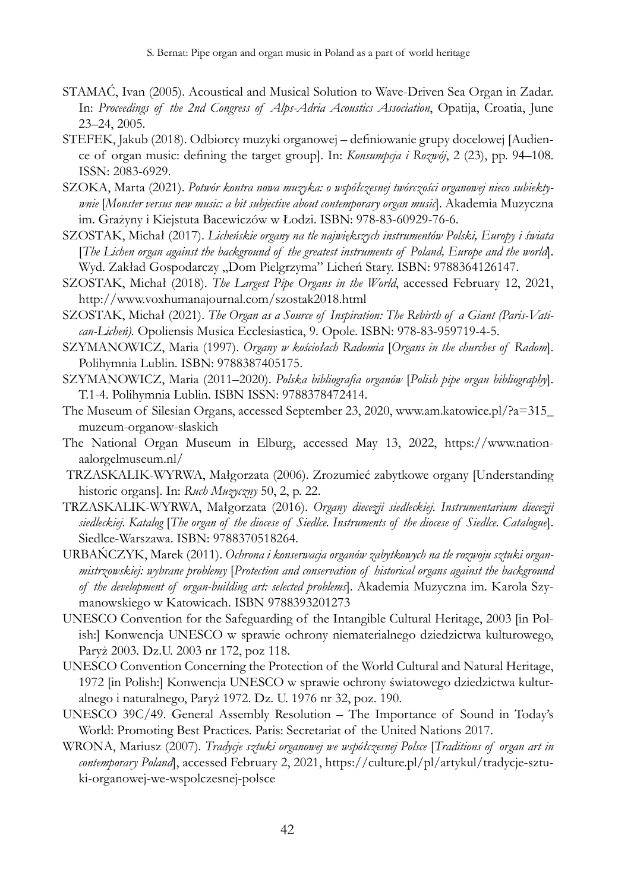STAMAĆ, Ivan (2005). Acoustical and Musical Solution to Wave-Driven Sea Organ in Zadar. In: *Proceedings of the 2nd Congress of Alps-Adria Acoustics Association*, Opatija, Croatia, June 23–24, 2005.

STEFEK, Jakub (2018). Odbiorcy muzyki organowej – definiowanie grupy docelowej [Audience of organ music: defining the target group]. In: *Konsumpcja i Rozwój*, 2 (23), pp. 94–108. ISSN: 2083-6929.

SZOKA, Marta (2021). *Potwór kontra nowa muzyka: o współczesnej twórczości organowej nieco subiektywnie* [*Monster versus new music: a bit subjective about contemporary organ music*]. Akademia Muzyczna im. Grażyny i Kiejstuta Bacewiczów w Łodzi. ISBN: 978-83-60929-76-6.

SZOSTAK, Michał (2017). *Licheńskie organy na tle największych instrumentów Polski, Europy i świata* [*The Lichen organ against the background of the greatest instruments of Poland, Europe and the world*]. Wyd. Zakład Gospodarczy „Dom Pielgrzyma" Licheń Stary. ISBN: 9788364126147.

SZOSTAK, Michał (2018). *The Largest Pipe Organs in the World*, accessed February 12, 2021, http://www.voxhumanajournal.com/szostak2018.html

SZOSTAK, Michał (2021). *The Organ as a Source of Inspiration: The Rebirth of a Giant (Paris-Vatican-Licheń).* Opoliensis Musica Ecclesiastica, 9. Opole. ISBN: 978-83-959719-4-5.

SZYMANOWICZ, Maria (1997). *Organy w kościołach Radomia* [*Organs in the churches of Radom*]. Polihymnia Lublin. ISBN: 9788387405175.

SZYMANOWICZ, Maria (2011–2020). *Polska bibliografia organów* [*Polish pipe organ bibliography*]. T.1-4. Polihymnia Lublin. ISBN ISSN: 9788378472414.

The Museum of Silesian Organs, accessed September 23, 2020, www.am.katowice.pl/?a=315_muzeum-organow-slaskich

The National Organ Museum in Elburg, accessed May 13, 2022, https://www.nationaalorgelmuseum.nl/

TRZASKALIK-WYRWA, Małgorzata (2006). Zrozumieć zabytkowe organy [Understanding historic organs]. In: *Ruch Muzyczny* 50, 2, p. 22.

TRZASKALIK-WYRWA, Małgorzata (2016). *Organy diecezji siedleckiej. Instrumentarium diecezji siedleckiej. Katalog* [*The organ of the diocese of Siedlce. Instruments of the diocese of Siedlce. Catalogue*]. Siedlce-Warszawa. ISBN: 9788370518264.

URBAŃCZYK, Marek (2011). *Ochrona i konserwacja organów zabytkowych na tle rozwoju sztuki organmistrzowskiej: wybrane problemy* [*Protection and conservation of historical organs against the background of the development of organ-building art: selected problems*]. Akademia Muzyczna im. Karola Szymanowskiego w Katowicach. ISBN 9788393201273

UNESCO Convention for the Safeguarding of the Intangible Cultural Heritage, 2003 [in Polish:] Konwencja UNESCO w sprawie ochrony niematerialnego dziedzictwa kulturowego, Paryż 2003. Dz.U. 2003 nr 172, poz 118.

UNESCO Convention Concerning the Protection of the World Cultural and Natural Heritage, 1972 [in Polish:] Konwencja UNESCO w sprawie ochrony światowego dziedzictwa kulturalnego i naturalnego, Paryż 1972. Dz. U. 1976 nr 32, poz. 190.

UNESCO 39C/49. General Assembly Resolution – The Importance of Sound in Today's World: Promoting Best Practices. Paris: Secretariat of the United Nations 2017.

WRONA, Mariusz (2007). *Tradycje sztuki organowej we współczesnej Polsce* [*Traditions of organ art in contemporary Poland*], accessed February 2, 2021, https://culture.pl/pl/artykul/tradycje-sztuki-organowej-we-wspolczesnej-polsce